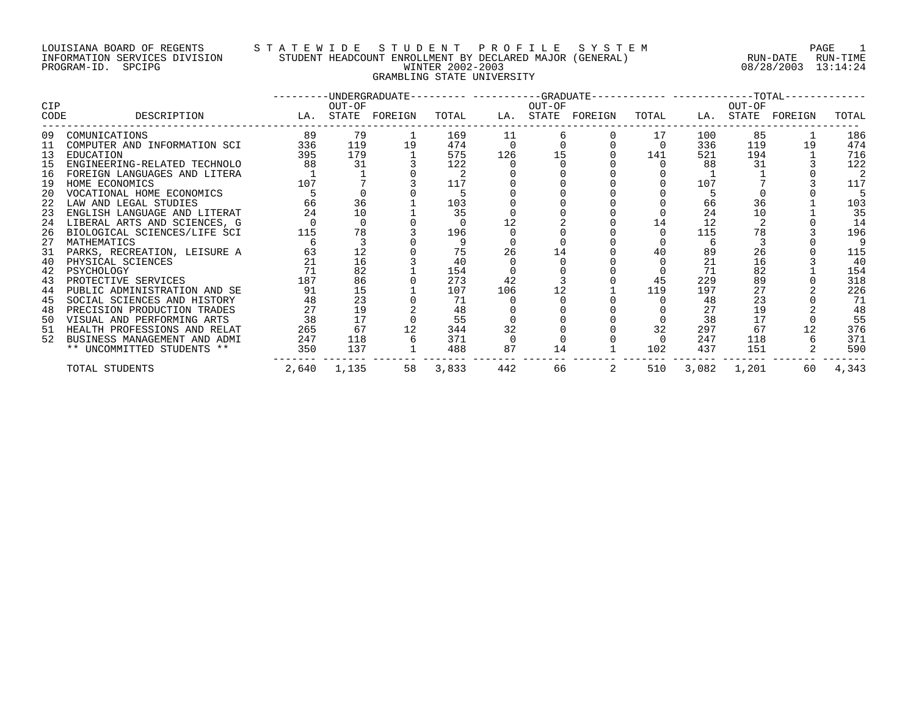LOUISIANA BOARD OF REGENTS — STATEWIDE STUDENT PROFILE SYSTEM
INFORMATION SERVICES DIVISION — STUDENT HEADCOUNT ENROLLMENT BY DECLARED MAJOR (GENERAL) — RUN-DATE 08/28/2003 RUN-TIME 13:14:24
PROGRAM-ID. SPCIPG — WINTER 2002-2003

GRAMBLING STATE UNIVERSITY

| CIP CODE | DESCRIPTION | UNDERGRADUATE LA. | UNDERGRADUATE OUT-OF STATE | UNDERGRADUATE FOREIGN | UNDERGRADUATE TOTAL | GRADUATE LA. | GRADUATE OUT-OF STATE | GRADUATE FOREIGN | GRADUATE TOTAL | TOTAL LA. | TOTAL OUT-OF STATE | TOTAL FOREIGN | TOTAL TOTAL |
|---|---|---|---|---|---|---|---|---|---|---|---|---|---|
| 09 | COMUNICATIONS | 89 | 79 | 1 | 169 | 11 | 6 | 0 | 17 | 100 | 85 | 1 | 186 |
| 11 | COMPUTER AND INFORMATION SCI | 336 | 119 | 19 | 474 | 0 | 0 | 0 | 0 | 336 | 119 | 19 | 474 |
| 13 | EDUCATION | 395 | 179 | 1 | 575 | 126 | 15 | 0 | 141 | 521 | 194 | 1 | 716 |
| 15 | ENGINEERING-RELATED TECHNOLO | 88 | 31 | 3 | 122 | 0 | 0 | 0 | 0 | 88 | 31 | 3 | 122 |
| 16 | FOREIGN LANGUAGES AND LITERA | 1 | 1 | 0 | 2 | 0 | 0 | 0 | 0 | 1 | 1 | 0 | 2 |
| 19 | HOME ECONOMICS | 107 | 7 | 3 | 117 | 0 | 0 | 0 | 0 | 107 | 7 | 3 | 117 |
| 20 | VOCATIONAL HOME ECONOMICS | 5 | 0 | 0 | 5 | 0 | 0 | 0 | 0 | 5 | 0 | 0 | 5 |
| 22 | LAW AND LEGAL STUDIES | 66 | 36 | 1 | 103 | 0 | 0 | 0 | 0 | 66 | 36 | 1 | 103 |
| 23 | ENGLISH LANGUAGE AND LITERAT | 24 | 10 | 1 | 35 | 0 | 0 | 0 | 0 | 24 | 10 | 1 | 35 |
| 24 | LIBERAL ARTS AND SCIENCES, G | 0 | 0 | 0 | 0 | 12 | 2 | 0 | 14 | 12 | 2 | 0 | 14 |
| 26 | BIOLOGICAL SCIENCES/LIFE SCI | 115 | 78 | 3 | 196 | 0 | 0 | 0 | 0 | 115 | 78 | 3 | 196 |
| 27 | MATHEMATICS | 6 | 3 | 0 | 9 | 0 | 0 | 0 | 0 | 6 | 3 | 0 | 9 |
| 31 | PARKS, RECREATION, LEISURE A | 63 | 12 | 0 | 75 | 26 | 14 | 0 | 40 | 89 | 26 | 0 | 115 |
| 40 | PHYSICAL SCIENCES | 21 | 16 | 3 | 40 | 0 | 0 | 0 | 0 | 21 | 16 | 3 | 40 |
| 42 | PSYCHOLOGY | 71 | 82 | 1 | 154 | 0 | 0 | 0 | 0 | 71 | 82 | 1 | 154 |
| 43 | PROTECTIVE SERVICES | 187 | 86 | 0 | 273 | 42 | 3 | 0 | 45 | 229 | 89 | 0 | 318 |
| 44 | PUBLIC ADMINISTRATION AND SE | 91 | 15 | 1 | 107 | 106 | 12 | 1 | 119 | 197 | 27 | 2 | 226 |
| 45 | SOCIAL SCIENCES AND HISTORY | 48 | 23 | 0 | 71 | 0 | 0 | 0 | 0 | 48 | 23 | 0 | 71 |
| 48 | PRECISION PRODUCTION TRADES | 27 | 19 | 2 | 48 | 0 | 0 | 0 | 0 | 27 | 19 | 2 | 48 |
| 50 | VISUAL AND PERFORMING ARTS | 38 | 17 | 0 | 55 | 0 | 0 | 0 | 0 | 38 | 17 | 0 | 55 |
| 51 | HEALTH PROFESSIONS AND RELAT | 265 | 67 | 12 | 344 | 32 | 0 | 0 | 32 | 297 | 67 | 12 | 376 |
| 52 | BUSINESS MANAGEMENT AND ADMI | 247 | 118 | 6 | 371 | 0 | 0 | 0 | 0 | 247 | 118 | 6 | 371 |
| | ** UNCOMMITTED STUDENTS ** | 350 | 137 | 1 | 488 | 87 | 14 | 1 | 102 | 437 | 151 | 2 | 590 |
| | TOTAL STUDENTS | 2,640 | 1,135 | 58 | 3,833 | 442 | 66 | 2 | 510 | 3,082 | 1,201 | 60 | 4,343 |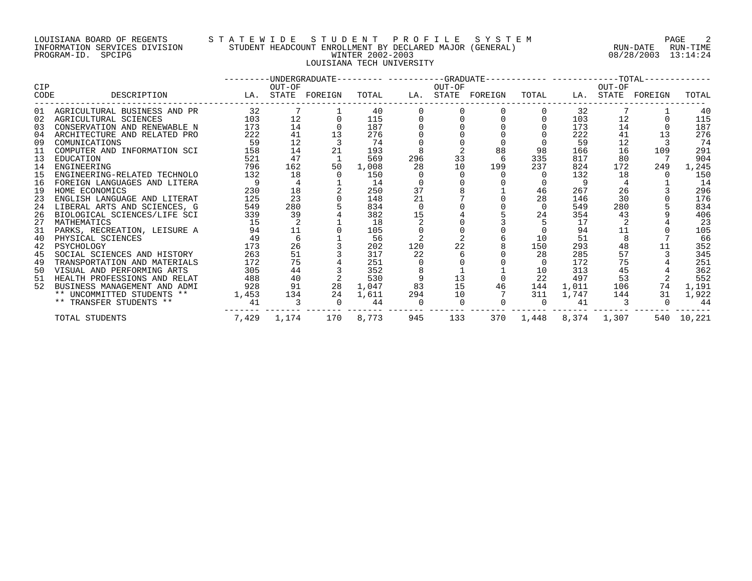LOUISIANA BOARD OF REGENTS
INFORMATION SERVICES DIVISION
PROGRAM-ID. SPCIPG

STATEWIDE STUDENT PROFILE SYSTEM
STUDENT HEADCOUNT ENROLLMENT BY DECLARED MAJOR (GENERAL)
WINTER 2002-2003
LOUISIANA TECH UNIVERSITY

RUN-DATE 08/28/2003 RUN-TIME 13:14:24

| CIP CODE | DESCRIPTION | UNDERGRADUATE LA. | UNDERGRADUATE OUT-OF STATE | UNDERGRADUATE FOREIGN | UNDERGRADUATE TOTAL | GRADUATE LA. | GRADUATE OUT-OF STATE | GRADUATE FOREIGN | GRADUATE TOTAL | TOTAL LA. | TOTAL OUT-OF STATE | TOTAL FOREIGN | TOTAL TOTAL |
|---|---|---|---|---|---|---|---|---|---|---|---|---|---|
| 01 | AGRICULTURAL BUSINESS AND PR | 32 | 7 | 1 | 40 | 0 | 0 | 0 | 0 | 32 | 7 | 1 | 40 |
| 02 | AGRICULTURAL SCIENCES | 103 | 12 | 0 | 115 | 0 | 0 | 0 | 0 | 103 | 12 | 0 | 115 |
| 03 | CONSERVATION AND RENEWABLE N | 173 | 14 | 0 | 187 | 0 | 0 | 0 | 0 | 173 | 14 | 0 | 187 |
| 04 | ARCHITECTURE AND RELATED PRO | 222 | 41 | 13 | 276 | 0 | 0 | 0 | 0 | 222 | 41 | 13 | 276 |
| 09 | COMUNICATIONS | 59 | 12 | 3 | 74 | 0 | 0 | 0 | 0 | 59 | 12 | 3 | 74 |
| 11 | COMPUTER AND INFORMATION SCI | 158 | 14 | 21 | 193 | 8 | 2 | 88 | 98 | 166 | 16 | 109 | 291 |
| 13 | EDUCATION | 521 | 47 | 1 | 569 | 296 | 33 | 6 | 335 | 817 | 80 | 7 | 904 |
| 14 | ENGINEERING | 796 | 162 | 50 | 1,008 | 28 | 10 | 199 | 237 | 824 | 172 | 249 | 1,245 |
| 15 | ENGINEERING-RELATED TECHNOLO | 132 | 18 | 0 | 150 | 0 | 0 | 0 | 0 | 132 | 18 | 0 | 150 |
| 16 | FOREIGN LANGUAGES AND LITERA | 9 | 4 | 1 | 14 | 0 | 0 | 0 | 0 | 9 | 4 | 1 | 14 |
| 19 | HOME ECONOMICS | 230 | 18 | 2 | 250 | 37 | 8 | 1 | 46 | 267 | 26 | 3 | 296 |
| 23 | ENGLISH LANGUAGE AND LITERAT | 125 | 23 | 0 | 148 | 21 | 7 | 0 | 28 | 146 | 30 | 0 | 176 |
| 24 | LIBERAL ARTS AND SCIENCES, G | 549 | 280 | 5 | 834 | 0 | 0 | 0 | 0 | 549 | 280 | 5 | 834 |
| 26 | BIOLOGICAL SCIENCES/LIFE SCI | 339 | 39 | 4 | 382 | 15 | 4 | 5 | 24 | 354 | 43 | 9 | 406 |
| 27 | MATHEMATICS | 15 | 2 | 1 | 18 | 2 | 0 | 3 | 5 | 17 | 2 | 4 | 23 |
| 31 | PARKS, RECREATION, LEISURE A | 94 | 11 | 0 | 105 | 0 | 0 | 0 | 0 | 94 | 11 | 0 | 105 |
| 40 | PHYSICAL SCIENCES | 49 | 6 | 1 | 56 | 2 | 2 | 6 | 10 | 51 | 8 | 7 | 66 |
| 42 | PSYCHOLOGY | 173 | 26 | 3 | 202 | 120 | 22 | 8 | 150 | 293 | 48 | 11 | 352 |
| 45 | SOCIAL SCIENCES AND HISTORY | 263 | 51 | 3 | 317 | 22 | 6 | 0 | 28 | 285 | 57 | 3 | 345 |
| 49 | TRANSPORTATION AND MATERIALS | 172 | 75 | 4 | 251 | 0 | 0 | 0 | 0 | 172 | 75 | 4 | 251 |
| 50 | VISUAL AND PERFORMING ARTS | 305 | 44 | 3 | 352 | 8 | 1 | 1 | 10 | 313 | 45 | 4 | 362 |
| 51 | HEALTH PROFESSIONS AND RELAT | 488 | 40 | 2 | 530 | 9 | 13 | 0 | 22 | 497 | 53 | 2 | 552 |
| 52 | BUSINESS MANAGEMENT AND ADMI | 928 | 91 | 28 | 1,047 | 83 | 15 | 46 | 144 | 1,011 | 106 | 74 | 1,191 |
| | ** UNCOMMITTED STUDENTS ** | 1,453 | 134 | 24 | 1,611 | 294 | 10 | 7 | 311 | 1,747 | 144 | 31 | 1,922 |
| | ** TRANSFER STUDENTS ** | 41 | 3 | 0 | 44 | 0 | 0 | 0 | 0 | 41 | 3 | 0 | 44 |
| | TOTAL STUDENTS | 7,429 | 1,174 | 170 | 8,773 | 945 | 133 | 370 | 1,448 | 8,374 | 1,307 | 540 | 10,221 |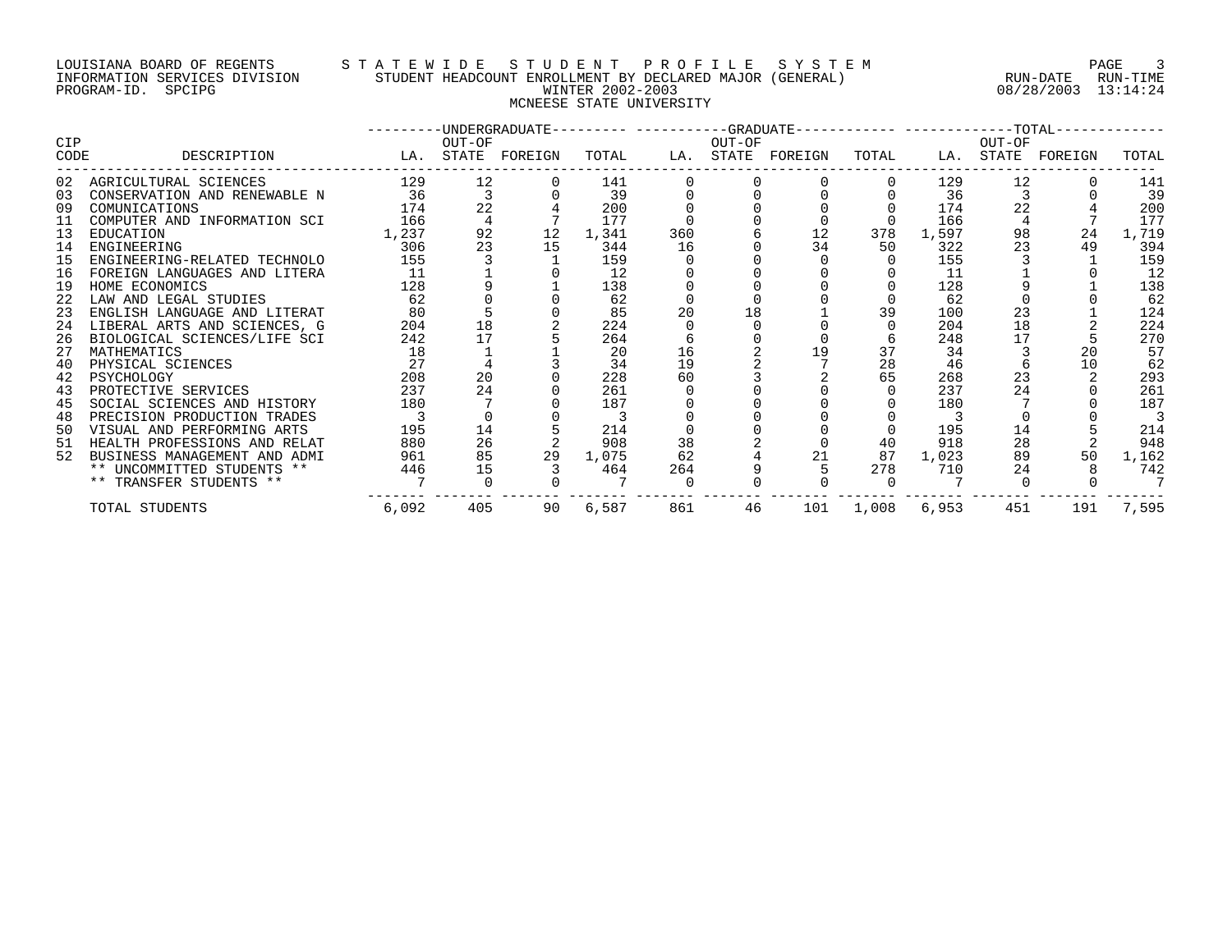LOUISIANA BOARD OF REGENTS — STATEWIDE STUDENT PROFILE SYSTEM
INFORMATION SERVICES DIVISION — STUDENT HEADCOUNT ENROLLMENT BY DECLARED MAJOR (GENERAL)
PROGRAM-ID. SPCIPG — WINTER 2002-2003 — RUN-DATE 08/28/2003 RUN-TIME 13:14:24

MCNEESE STATE UNIVERSITY

| CIP CODE | DESCRIPTION | UNDERGRADUATE LA. | UNDERGRADUATE OUT-OF STATE | UNDERGRADUATE FOREIGN | UNDERGRADUATE TOTAL | GRADUATE LA. | GRADUATE OUT-OF STATE | GRADUATE FOREIGN | GRADUATE TOTAL | TOTAL LA. | TOTAL OUT-OF STATE | TOTAL FOREIGN | TOTAL TOTAL |
|---|---|---|---|---|---|---|---|---|---|---|---|---|---|
| 02 | AGRICULTURAL SCIENCES | 129 | 12 | 0 | 141 | 0 | 0 | 0 | 0 | 129 | 12 | 0 | 141 |
| 03 | CONSERVATION AND RENEWABLE N | 36 | 3 | 0 | 39 | 0 | 0 | 0 | 0 | 36 | 3 | 0 | 39 |
| 09 | COMUNICATIONS | 174 | 22 | 4 | 200 | 0 | 0 | 0 | 0 | 174 | 22 | 4 | 200 |
| 11 | COMPUTER AND INFORMATION SCI | 166 | 4 | 7 | 177 | 0 | 0 | 0 | 0 | 166 | 4 | 7 | 177 |
| 13 | EDUCATION | 1,237 | 92 | 12 | 1,341 | 360 | 6 | 12 | 378 | 1,597 | 98 | 24 | 1,719 |
| 14 | ENGINEERING | 306 | 23 | 15 | 344 | 16 | 0 | 34 | 50 | 322 | 23 | 49 | 394 |
| 15 | ENGINEERING-RELATED TECHNOLO | 155 | 3 | 1 | 159 | 0 | 0 | 0 | 0 | 155 | 3 | 1 | 159 |
| 16 | FOREIGN LANGUAGES AND LITERA | 11 | 1 | 0 | 12 | 0 | 0 | 0 | 0 | 11 | 1 | 0 | 12 |
| 19 | HOME ECONOMICS | 128 | 9 | 1 | 138 | 0 | 0 | 0 | 0 | 128 | 9 | 1 | 138 |
| 22 | LAW AND LEGAL STUDIES | 62 | 0 | 0 | 62 | 0 | 0 | 0 | 0 | 62 | 0 | 0 | 62 |
| 23 | ENGLISH LANGUAGE AND LITERAT | 80 | 5 | 0 | 85 | 20 | 18 | 1 | 39 | 100 | 23 | 1 | 124 |
| 24 | LIBERAL ARTS AND SCIENCES, G | 204 | 18 | 2 | 224 | 0 | 0 | 0 | 0 | 204 | 18 | 2 | 224 |
| 26 | BIOLOGICAL SCIENCES/LIFE SCI | 242 | 17 | 5 | 264 | 6 | 0 | 0 | 6 | 248 | 17 | 5 | 270 |
| 27 | MATHEMATICS | 18 | 1 | 1 | 20 | 16 | 2 | 19 | 37 | 34 | 3 | 20 | 57 |
| 40 | PHYSICAL SCIENCES | 27 | 4 | 3 | 34 | 19 | 2 | 7 | 28 | 46 | 6 | 10 | 62 |
| 42 | PSYCHOLOGY | 208 | 20 | 0 | 228 | 60 | 3 | 2 | 65 | 268 | 23 | 2 | 293 |
| 43 | PROTECTIVE SERVICES | 237 | 24 | 0 | 261 | 0 | 0 | 0 | 0 | 237 | 24 | 0 | 261 |
| 45 | SOCIAL SCIENCES AND HISTORY | 180 | 7 | 0 | 187 | 0 | 0 | 0 | 0 | 180 | 7 | 0 | 187 |
| 48 | PRECISION PRODUCTION TRADES | 3 | 0 | 0 | 3 | 0 | 0 | 0 | 0 | 3 | 0 | 0 | 3 |
| 50 | VISUAL AND PERFORMING ARTS | 195 | 14 | 5 | 214 | 0 | 0 | 0 | 0 | 195 | 14 | 5 | 214 |
| 51 | HEALTH PROFESSIONS AND RELAT | 880 | 26 | 2 | 908 | 38 | 2 | 0 | 40 | 918 | 28 | 2 | 948 |
| 52 | BUSINESS MANAGEMENT AND ADMI | 961 | 85 | 29 | 1,075 | 62 | 4 | 21 | 87 | 1,023 | 89 | 50 | 1,162 |
| | ** UNCOMMITTED STUDENTS ** | 446 | 15 | 3 | 464 | 264 | 9 | 5 | 278 | 710 | 24 | 8 | 742 |
| | ** TRANSFER STUDENTS ** | 7 | 0 | 0 | 7 | 0 | 0 | 0 | 0 | 7 | 0 | 0 | 7 |
| | TOTAL STUDENTS | 6,092 | 405 | 90 | 6,587 | 861 | 46 | 101 | 1,008 | 6,953 | 451 | 191 | 7,595 |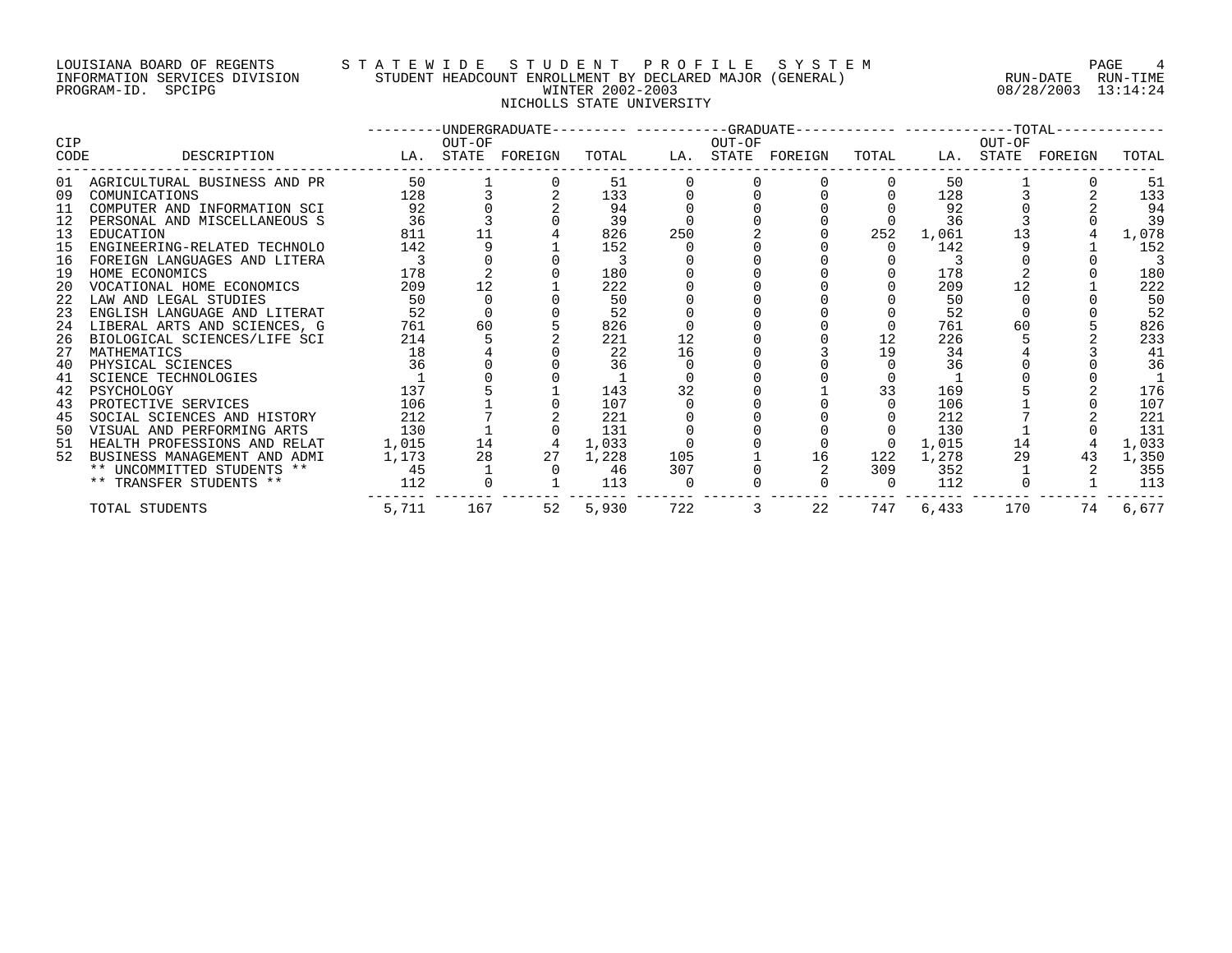LOUISIANA BOARD OF REGENTS — STATEWIDE STUDENT PROFILE SYSTEM
INFORMATION SERVICES DIVISION — STUDENT HEADCOUNT ENROLLMENT BY DECLARED MAJOR (GENERAL)
PROGRAM-ID. SPCIPG — WINTER 2002-2003
RUN-DATE 08/28/2003 RUN-TIME 13:14:24

## NICHOLLS STATE UNIVERSITY

| CIP CODE | DESCRIPTION | UNDERGRADUATE LA. | UNDERGRADUATE OUT-OF STATE | UNDERGRADUATE FOREIGN | UNDERGRADUATE TOTAL | GRADUATE LA. | GRADUATE OUT-OF STATE | GRADUATE FOREIGN | GRADUATE TOTAL | TOTAL LA. | TOTAL OUT-OF STATE | TOTAL FOREIGN | TOTAL |
|---|---|---|---|---|---|---|---|---|---|---|---|---|---|
| 01 | AGRICULTURAL BUSINESS AND PR | 50 | 1 | 0 | 51 | 0 | 0 | 0 | 0 | 50 | 1 | 0 | 51 |
| 09 | COMUNICATIONS | 128 | 3 | 2 | 133 | 0 | 0 | 0 | 0 | 128 | 3 | 2 | 133 |
| 11 | COMPUTER AND INFORMATION SCI | 92 | 0 | 2 | 94 | 0 | 0 | 0 | 0 | 92 | 0 | 2 | 94 |
| 12 | PERSONAL AND MISCELLANEOUS S | 36 | 3 | 0 | 39 | 0 | 0 | 0 | 0 | 36 | 3 | 0 | 39 |
| 13 | EDUCATION | 811 | 11 | 4 | 826 | 250 | 2 | 0 | 252 | 1,061 | 13 | 4 | 1,078 |
| 15 | ENGINEERING-RELATED TECHNOLO | 142 | 9 | 1 | 152 | 0 | 0 | 0 | 0 | 142 | 9 | 1 | 152 |
| 16 | FOREIGN LANGUAGES AND LITERA | 3 | 0 | 0 | 3 | 0 | 0 | 0 | 0 | 3 | 0 | 0 | 3 |
| 19 | HOME ECONOMICS | 178 | 2 | 0 | 180 | 0 | 0 | 0 | 0 | 178 | 2 | 0 | 180 |
| 20 | VOCATIONAL HOME ECONOMICS | 209 | 12 | 1 | 222 | 0 | 0 | 0 | 0 | 209 | 12 | 1 | 222 |
| 22 | LAW AND LEGAL STUDIES | 50 | 0 | 0 | 50 | 0 | 0 | 0 | 0 | 50 | 0 | 0 | 50 |
| 23 | ENGLISH LANGUAGE AND LITERAT | 52 | 0 | 0 | 52 | 0 | 0 | 0 | 0 | 52 | 0 | 0 | 52 |
| 24 | LIBERAL ARTS AND SCIENCES, G | 761 | 60 | 5 | 826 | 0 | 0 | 0 | 0 | 761 | 60 | 5 | 826 |
| 26 | BIOLOGICAL SCIENCES/LIFE SCI | 214 | 5 | 2 | 221 | 12 | 0 | 0 | 12 | 226 | 5 | 2 | 233 |
| 27 | MATHEMATICS | 18 | 4 | 0 | 22 | 16 | 0 | 3 | 19 | 34 | 4 | 3 | 41 |
| 40 | PHYSICAL SCIENCES | 36 | 0 | 0 | 36 | 0 | 0 | 0 | 0 | 36 | 0 | 0 | 36 |
| 41 | SCIENCE TECHNOLOGIES | 1 | 0 | 0 | 1 | 0 | 0 | 0 | 0 | 1 | 0 | 0 | 1 |
| 42 | PSYCHOLOGY | 137 | 5 | 1 | 143 | 32 | 0 | 1 | 33 | 169 | 5 | 2 | 176 |
| 43 | PROTECTIVE SERVICES | 106 | 1 | 0 | 107 | 0 | 0 | 0 | 0 | 106 | 1 | 0 | 107 |
| 45 | SOCIAL SCIENCES AND HISTORY | 212 | 7 | 2 | 221 | 0 | 0 | 0 | 0 | 212 | 7 | 2 | 221 |
| 50 | VISUAL AND PERFORMING ARTS | 130 | 1 | 0 | 131 | 0 | 0 | 0 | 0 | 130 | 1 | 0 | 131 |
| 51 | HEALTH PROFESSIONS AND RELAT | 1,015 | 14 | 4 | 1,033 | 0 | 0 | 0 | 0 | 1,015 | 14 | 4 | 1,033 |
| 52 | BUSINESS MANAGEMENT AND ADMI | 1,173 | 28 | 27 | 1,228 | 105 | 1 | 16 | 122 | 1,278 | 29 | 43 | 1,350 |
| | ** UNCOMMITTED STUDENTS ** | 45 | 1 | 0 | 46 | 307 | 0 | 2 | 309 | 352 | 1 | 2 | 355 |
| | ** TRANSFER STUDENTS ** | 112 | 0 | 1 | 113 | 0 | 0 | 0 | 0 | 112 | 0 | 1 | 113 |
| | TOTAL STUDENTS | 5,711 | 167 | 52 | 5,930 | 722 | 3 | 22 | 747 | 6,433 | 170 | 74 | 6,677 |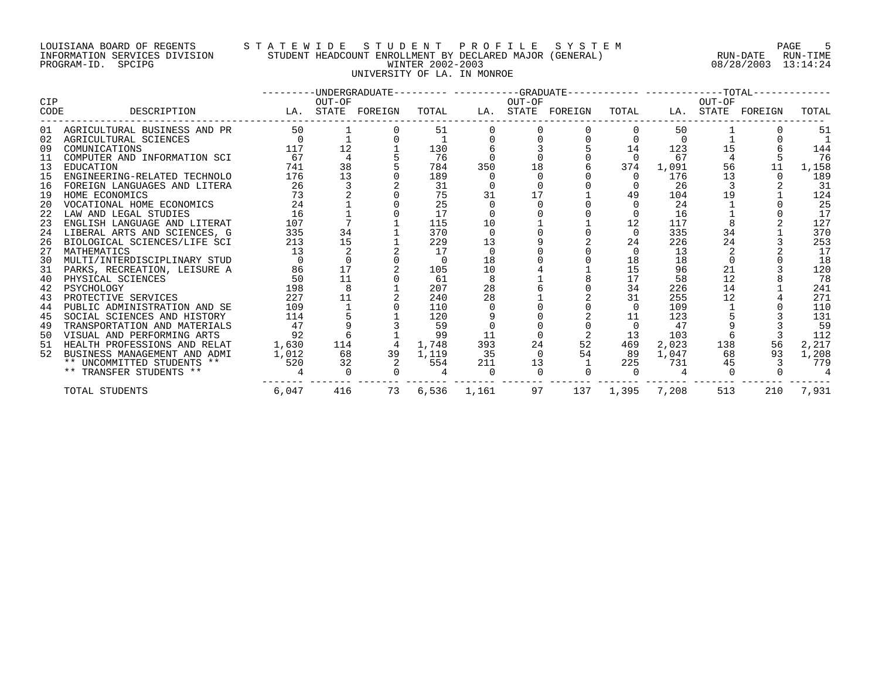LOUISIANA BOARD OF REGENTS — STATEWIDE STUDENT PROFILE SYSTEM
INFORMATION SERVICES DIVISION — STUDENT HEADCOUNT ENROLLMENT BY DECLARED MAJOR (GENERAL) — RUN-DATE 08/28/2003 RUN-TIME 13:14:24
PROGRAM-ID. SPCIPG — WINTER 2002-2003

UNIVERSITY OF LA. IN MONROE

| CIP CODE | DESCRIPTION | UNDERGRADUATE LA. | UNDERGRADUATE OUT-OF STATE | UNDERGRADUATE FOREIGN | UNDERGRADUATE TOTAL | GRADUATE LA. | GRADUATE OUT-OF STATE | GRADUATE FOREIGN | GRADUATE TOTAL | TOTAL LA. | TOTAL OUT-OF STATE | TOTAL FOREIGN | TOTAL |
|---|---|---|---|---|---|---|---|---|---|---|---|---|---|
| 01 | AGRICULTURAL BUSINESS AND PR | 50 | 1 | 0 | 51 | 0 | 0 | 0 | 0 | 50 | 1 | 0 | 51 |
| 02 | AGRICULTURAL SCIENCES | 0 | 1 | 0 | 1 | 0 | 0 | 0 | 0 | 0 | 1 | 0 | 1 |
| 09 | COMUNICATIONS | 117 | 12 | 1 | 130 | 6 | 3 | 5 | 14 | 123 | 15 | 6 | 144 |
| 11 | COMPUTER AND INFORMATION SCI | 67 | 4 | 5 | 76 | 0 | 0 | 0 | 0 | 67 | 4 | 5 | 76 |
| 13 | EDUCATION | 741 | 38 | 5 | 784 | 350 | 18 | 6 | 374 | 1,091 | 56 | 11 | 1,158 |
| 15 | ENGINEERING-RELATED TECHNOLO | 176 | 13 | 0 | 189 | 0 | 0 | 0 | 0 | 176 | 13 | 0 | 189 |
| 16 | FOREIGN LANGUAGES AND LITERA | 26 | 3 | 2 | 31 | 0 | 0 | 0 | 0 | 26 | 3 | 2 | 31 |
| 19 | HOME ECONOMICS | 73 | 2 | 0 | 75 | 31 | 17 | 1 | 49 | 104 | 19 | 1 | 124 |
| 20 | VOCATIONAL HOME ECONOMICS | 24 | 1 | 0 | 25 | 0 | 0 | 0 | 0 | 24 | 1 | 0 | 25 |
| 22 | LAW AND LEGAL STUDIES | 16 | 1 | 0 | 17 | 0 | 0 | 0 | 0 | 16 | 1 | 0 | 17 |
| 23 | ENGLISH LANGUAGE AND LITERAT | 107 | 7 | 1 | 115 | 10 | 1 | 1 | 12 | 117 | 8 | 2 | 127 |
| 24 | LIBERAL ARTS AND SCIENCES, G | 335 | 34 | 1 | 370 | 0 | 0 | 0 | 0 | 335 | 34 | 1 | 370 |
| 26 | BIOLOGICAL SCIENCES/LIFE SCI | 213 | 15 | 1 | 229 | 13 | 9 | 2 | 24 | 226 | 24 | 3 | 253 |
| 27 | MATHEMATICS | 13 | 2 | 2 | 17 | 0 | 0 | 0 | 0 | 13 | 2 | 2 | 17 |
| 30 | MULTI/INTERDISCIPLINARY STUD | 0 | 0 | 0 | 0 | 18 | 0 | 0 | 18 | 18 | 0 | 0 | 18 |
| 31 | PARKS, RECREATION, LEISURE A | 86 | 17 | 2 | 105 | 10 | 4 | 1 | 15 | 96 | 21 | 3 | 120 |
| 40 | PHYSICAL SCIENCES | 50 | 11 | 0 | 61 | 8 | 1 | 8 | 17 | 58 | 12 | 8 | 78 |
| 42 | PSYCHOLOGY | 198 | 8 | 1 | 207 | 28 | 6 | 0 | 34 | 226 | 14 | 1 | 241 |
| 43 | PROTECTIVE SERVICES | 227 | 11 | 2 | 240 | 28 | 1 | 2 | 31 | 255 | 12 | 4 | 271 |
| 44 | PUBLIC ADMINISTRATION AND SE | 109 | 1 | 0 | 110 | 0 | 0 | 0 | 0 | 109 | 1 | 0 | 110 |
| 45 | SOCIAL SCIENCES AND HISTORY | 114 | 5 | 1 | 120 | 9 | 0 | 2 | 11 | 123 | 5 | 3 | 131 |
| 49 | TRANSPORTATION AND MATERIALS | 47 | 9 | 3 | 59 | 0 | 0 | 0 | 0 | 47 | 9 | 3 | 59 |
| 50 | VISUAL AND PERFORMING ARTS | 92 | 6 | 1 | 99 | 11 | 0 | 2 | 13 | 103 | 6 | 3 | 112 |
| 51 | HEALTH PROFESSIONS AND RELAT | 1,630 | 114 | 4 | 1,748 | 393 | 24 | 52 | 469 | 2,023 | 138 | 56 | 2,217 |
| 52 | BUSINESS MANAGEMENT AND ADMI | 1,012 | 68 | 39 | 1,119 | 35 | 0 | 54 | 89 | 1,047 | 68 | 93 | 1,208 |
| | ** UNCOMMITTED STUDENTS ** | 520 | 32 | 2 | 554 | 211 | 13 | 1 | 225 | 731 | 45 | 3 | 779 |
| | ** TRANSFER STUDENTS ** | 4 | 0 | 0 | 4 | 0 | 0 | 0 | 0 | 4 | 0 | 0 | 4 |
| | TOTAL STUDENTS | 6,047 | 416 | 73 | 6,536 | 1,161 | 97 | 137 | 1,395 | 7,208 | 513 | 210 | 7,931 |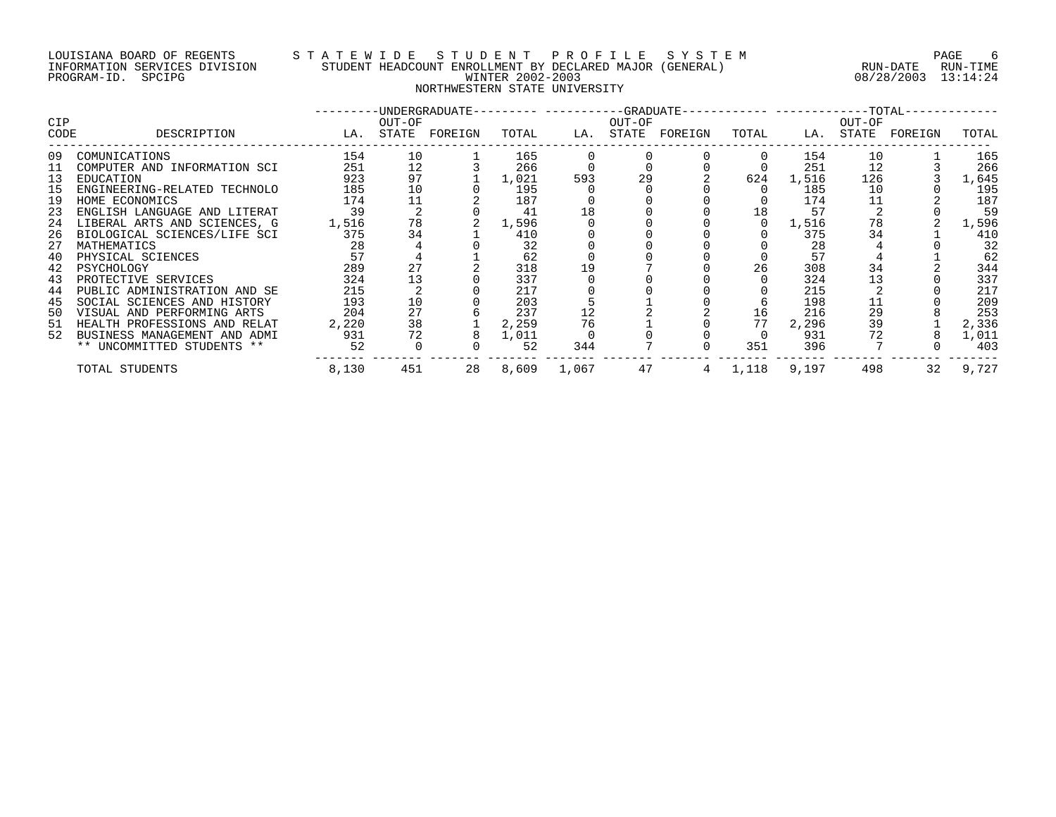LOUISIANA BOARD OF REGENTS
INFORMATION SERVICES DIVISION
PROGRAM-ID. SPCIPG

STATEWIDE STUDENT PROFILE SYSTEM
STUDENT HEADCOUNT ENROLLMENT BY DECLARED MAJOR (GENERAL)
WINTER 2002-2003
NORTHWESTERN STATE UNIVERSITY

RUN-DATE 08/28/2003 RUN-TIME 13:14:24

| CIP CODE | DESCRIPTION | UNDERGRADUATE LA. | UNDERGRADUATE OUT-OF STATE | UNDERGRADUATE FOREIGN | UNDERGRADUATE TOTAL | GRADUATE LA. | GRADUATE OUT-OF STATE | GRADUATE FOREIGN | GRADUATE TOTAL | TOTAL LA. | TOTAL OUT-OF STATE | TOTAL FOREIGN | TOTAL TOTAL |
|---|---|---|---|---|---|---|---|---|---|---|---|---|---|
| 09 | COMUNICATIONS | 154 | 10 | 1 | 165 | 0 | 0 | 0 | 0 | 154 | 10 | 1 | 165 |
| 11 | COMPUTER AND INFORMATION SCI | 251 | 12 | 3 | 266 | 0 | 0 | 0 | 0 | 251 | 12 | 3 | 266 |
| 13 | EDUCATION | 923 | 97 | 1 | 1,021 | 593 | 29 | 2 | 624 | 1,516 | 126 | 3 | 1,645 |
| 15 | ENGINEERING-RELATED TECHNOLO | 185 | 10 | 0 | 195 | 0 | 0 | 0 | 0 | 185 | 10 | 0 | 195 |
| 19 | HOME ECONOMICS | 174 | 11 | 2 | 187 | 0 | 0 | 0 | 0 | 174 | 11 | 2 | 187 |
| 23 | ENGLISH LANGUAGE AND LITERAT | 39 | 2 | 0 | 41 | 18 | 0 | 0 | 18 | 57 | 2 | 0 | 59 |
| 24 | LIBERAL ARTS AND SCIENCES, G | 1,516 | 78 | 2 | 1,596 | 0 | 0 | 0 | 0 | 1,516 | 78 | 2 | 1,596 |
| 26 | BIOLOGICAL SCIENCES/LIFE SCI | 375 | 34 | 1 | 410 | 0 | 0 | 0 | 0 | 375 | 34 | 1 | 410 |
| 27 | MATHEMATICS | 28 | 4 | 0 | 32 | 0 | 0 | 0 | 0 | 28 | 4 | 0 | 32 |
| 40 | PHYSICAL SCIENCES | 57 | 4 | 1 | 62 | 0 | 0 | 0 | 0 | 57 | 4 | 1 | 62 |
| 42 | PSYCHOLOGY | 289 | 27 | 2 | 318 | 19 | 7 | 0 | 26 | 308 | 34 | 2 | 344 |
| 43 | PROTECTIVE SERVICES | 324 | 13 | 0 | 337 | 0 | 0 | 0 | 0 | 324 | 13 | 0 | 337 |
| 44 | PUBLIC ADMINISTRATION AND SE | 215 | 2 | 0 | 217 | 0 | 0 | 0 | 0 | 215 | 2 | 0 | 217 |
| 45 | SOCIAL SCIENCES AND HISTORY | 193 | 10 | 0 | 203 | 5 | 1 | 0 | 6 | 198 | 11 | 0 | 209 |
| 50 | VISUAL AND PERFORMING ARTS | 204 | 27 | 6 | 237 | 12 | 2 | 2 | 16 | 216 | 29 | 8 | 253 |
| 51 | HEALTH PROFESSIONS AND RELAT | 2,220 | 38 | 1 | 2,259 | 76 | 1 | 0 | 77 | 2,296 | 39 | 1 | 2,336 |
| 52 | BUSINESS MANAGEMENT AND ADMI | 931 | 72 | 8 | 1,011 | 0 | 0 | 0 | 0 | 931 | 72 | 8 | 1,011 |
| | ** UNCOMMITTED STUDENTS ** | 52 | 0 | 0 | 52 | 344 | 7 | 0 | 351 | 396 | 7 | 0 | 403 |
| | TOTAL STUDENTS | 8,130 | 451 | 28 | 8,609 | 1,067 | 47 | 4 | 1,118 | 9,197 | 498 | 32 | 9,727 |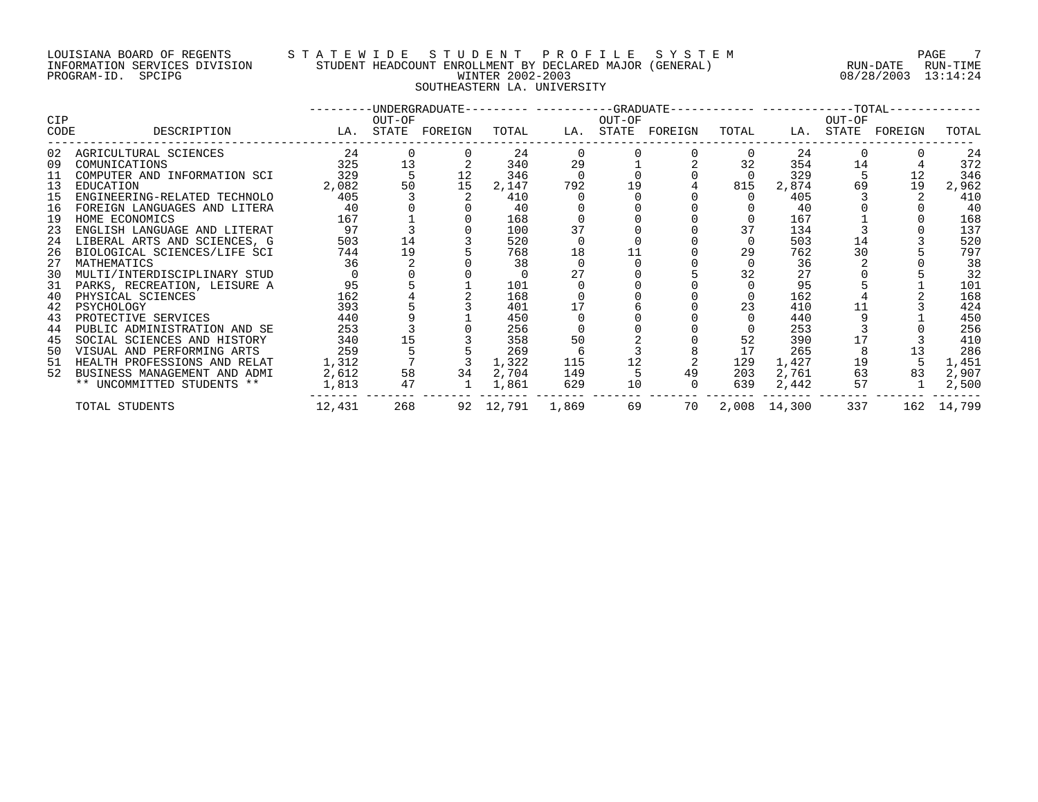LOUISIANA BOARD OF REGENTS — STATEWIDE STUDENT PROFILE SYSTEM
INFORMATION SERVICES DIVISION — STUDENT HEADCOUNT ENROLLMENT BY DECLARED MAJOR (GENERAL)
PROGRAM-ID. SPCIPG — WINTER 2002-2003 — RUN-DATE 08/28/2003 RUN-TIME 13:14:24

SOUTHEASTERN LA. UNIVERSITY

| CIP CODE | DESCRIPTION | UNDERGRADUATE LA. | UNDERGRADUATE OUT-OF STATE | UNDERGRADUATE FOREIGN | UNDERGRADUATE TOTAL | GRADUATE LA. | GRADUATE OUT-OF STATE | GRADUATE FOREIGN | GRADUATE TOTAL | TOTAL LA. | TOTAL OUT-OF STATE | TOTAL FOREIGN | TOTAL TOTAL |
|---|---|---|---|---|---|---|---|---|---|---|---|---|---|
| 02 | AGRICULTURAL SCIENCES | 24 | 0 | 0 | 24 | 0 | 0 | 0 | 0 | 24 | 0 | 0 | 24 |
| 09 | COMUNICATIONS | 325 | 13 | 2 | 340 | 29 | 1 | 2 | 32 | 354 | 14 | 4 | 372 |
| 11 | COMPUTER AND INFORMATION SCI | 329 | 5 | 12 | 346 | 0 | 0 | 0 | 0 | 329 | 5 | 12 | 346 |
| 13 | EDUCATION | 2,082 | 50 | 15 | 2,147 | 792 | 19 | 4 | 815 | 2,874 | 69 | 19 | 2,962 |
| 15 | ENGINEERING-RELATED TECHNOLO | 405 | 3 | 2 | 410 | 0 | 0 | 0 | 0 | 405 | 3 | 2 | 410 |
| 16 | FOREIGN LANGUAGES AND LITERA | 40 | 0 | 0 | 40 | 0 | 0 | 0 | 0 | 40 | 0 | 0 | 40 |
| 19 | HOME ECONOMICS | 167 | 1 | 0 | 168 | 0 | 0 | 0 | 0 | 167 | 1 | 0 | 168 |
| 23 | ENGLISH LANGUAGE AND LITERAT | 97 | 3 | 0 | 100 | 37 | 0 | 0 | 37 | 134 | 3 | 0 | 137 |
| 24 | LIBERAL ARTS AND SCIENCES, G | 503 | 14 | 3 | 520 | 0 | 0 | 0 | 0 | 503 | 14 | 3 | 520 |
| 26 | BIOLOGICAL SCIENCES/LIFE SCI | 744 | 19 | 5 | 768 | 18 | 11 | 0 | 29 | 762 | 30 | 5 | 797 |
| 27 | MATHEMATICS | 36 | 2 | 0 | 38 | 0 | 0 | 0 | 0 | 36 | 2 | 0 | 38 |
| 30 | MULTI/INTERDISCIPLINARY STUD | 0 | 0 | 0 | 0 | 27 | 0 | 5 | 32 | 27 | 0 | 5 | 32 |
| 31 | PARKS, RECREATION, LEISURE A | 95 | 5 | 1 | 101 | 0 | 0 | 0 | 0 | 95 | 5 | 1 | 101 |
| 40 | PHYSICAL SCIENCES | 162 | 4 | 2 | 168 | 0 | 0 | 0 | 0 | 162 | 4 | 2 | 168 |
| 42 | PSYCHOLOGY | 393 | 5 | 3 | 401 | 17 | 6 | 0 | 23 | 410 | 11 | 3 | 424 |
| 43 | PROTECTIVE SERVICES | 440 | 9 | 1 | 450 | 0 | 0 | 0 | 0 | 440 | 9 | 1 | 450 |
| 44 | PUBLIC ADMINISTRATION AND SE | 253 | 3 | 0 | 256 | 0 | 0 | 0 | 0 | 253 | 3 | 0 | 256 |
| 45 | SOCIAL SCIENCES AND HISTORY | 340 | 15 | 3 | 358 | 50 | 2 | 0 | 52 | 390 | 17 | 3 | 410 |
| 50 | VISUAL AND PERFORMING ARTS | 259 | 5 | 5 | 269 | 6 | 3 | 8 | 17 | 265 | 8 | 13 | 286 |
| 51 | HEALTH PROFESSIONS AND RELAT | 1,312 | 7 | 3 | 1,322 | 115 | 12 | 2 | 129 | 1,427 | 19 | 5 | 1,451 |
| 52 | BUSINESS MANAGEMENT AND ADMI | 2,612 | 58 | 34 | 2,704 | 149 | 5 | 49 | 203 | 2,761 | 63 | 83 | 2,907 |
| | ** UNCOMMITTED STUDENTS ** | 1,813 | 47 | 1 | 1,861 | 629 | 10 | 0 | 639 | 2,442 | 57 | 1 | 2,500 |
| | TOTAL STUDENTS | 12,431 | 268 | 92 | 12,791 | 1,869 | 69 | 70 | 2,008 | 14,300 | 337 | 162 | 14,799 |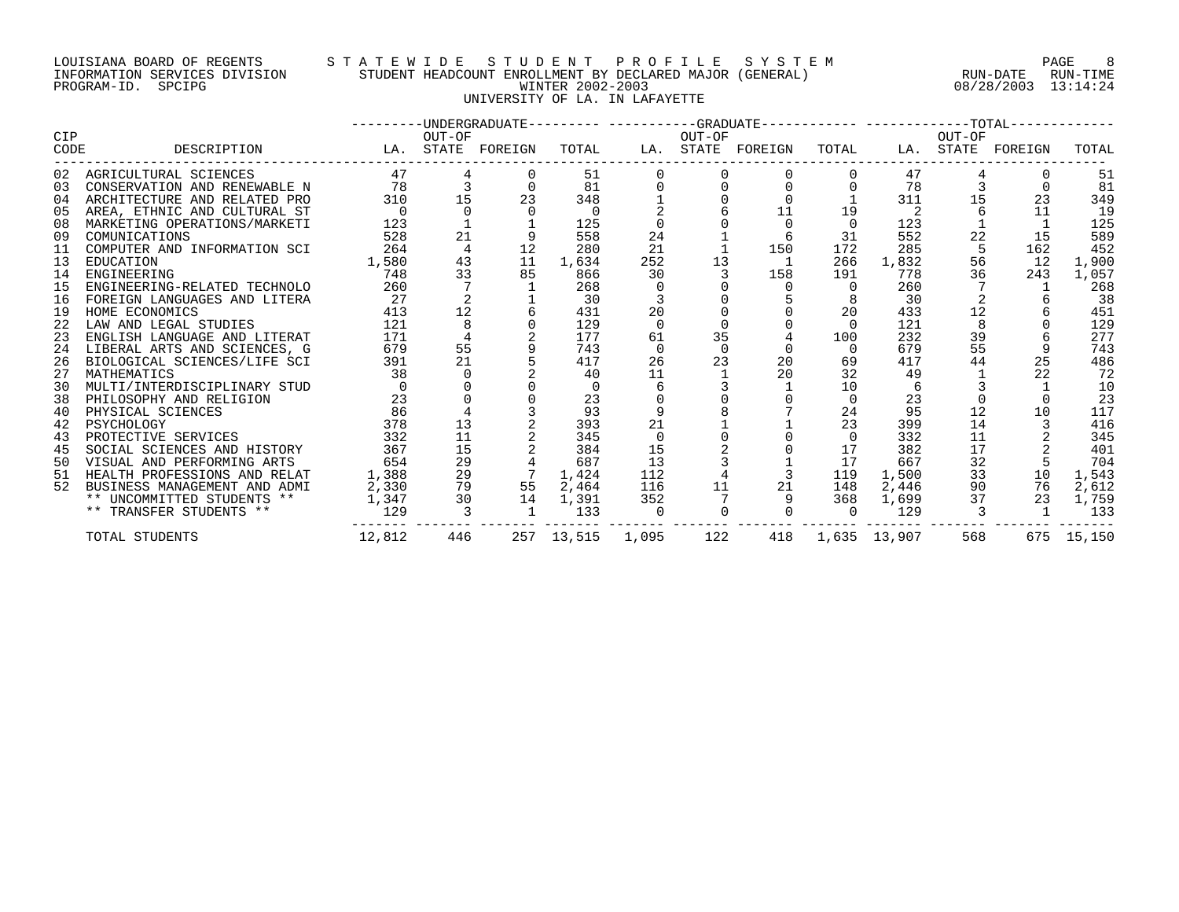LOUISIANA BOARD OF REGENTS — STATEWIDE STUDENT PROFILE SYSTEM
INFORMATION SERVICES DIVISION — STUDENT HEADCOUNT ENROLLMENT BY DECLARED MAJOR (GENERAL) — RUN-DATE 08/28/2003 RUN-TIME 13:14:24
PROGRAM-ID. SPCIPG — WINTER 2002-2003

UNIVERSITY OF LA. IN LAFAYETTE

| CIP CODE | DESCRIPTION | UNDERGRADUATE LA. | UNDERGRADUATE OUT-OF STATE | UNDERGRADUATE FOREIGN | UNDERGRADUATE TOTAL | GRADUATE LA. | GRADUATE OUT-OF STATE | GRADUATE FOREIGN | GRADUATE TOTAL | TOTAL LA. | TOTAL OUT-OF STATE | TOTAL FOREIGN | TOTAL |
|---|---|---|---|---|---|---|---|---|---|---|---|---|---|
| 02 | AGRICULTURAL SCIENCES | 47 | 4 | 0 | 51 | 0 | 0 | 0 | 0 | 47 | 4 | 0 | 51 |
| 03 | CONSERVATION AND RENEWABLE N | 78 | 3 | 0 | 81 | 0 | 0 | 0 | 0 | 78 | 3 | 0 | 81 |
| 04 | ARCHITECTURE AND RELATED PRO | 310 | 15 | 23 | 348 | 1 | 0 | 0 | 1 | 311 | 15 | 23 | 349 |
| 05 | AREA, ETHNIC AND CULTURAL ST | 0 | 0 | 0 | 0 | 2 | 6 | 11 | 19 | 2 | 6 | 11 | 19 |
| 08 | MARKETING OPERATIONS/MARKETI | 123 | 1 | 1 | 125 | 0 | 0 | 0 | 0 | 123 | 1 | 1 | 125 |
| 09 | COMUNICATIONS | 528 | 21 | 9 | 558 | 24 | 1 | 6 | 31 | 552 | 22 | 15 | 589 |
| 11 | COMPUTER AND INFORMATION SCI | 264 | 4 | 12 | 280 | 21 | 1 | 150 | 172 | 285 | 5 | 162 | 452 |
| 13 | EDUCATION | 1,580 | 43 | 11 | 1,634 | 252 | 13 | 1 | 266 | 1,832 | 56 | 12 | 1,900 |
| 14 | ENGINEERING | 748 | 33 | 85 | 866 | 30 | 3 | 158 | 191 | 778 | 36 | 243 | 1,057 |
| 15 | ENGINEERING-RELATED TECHNOLO | 260 | 7 | 1 | 268 | 0 | 0 | 0 | 0 | 260 | 7 | 1 | 268 |
| 16 | FOREIGN LANGUAGES AND LITERA | 27 | 2 | 1 | 30 | 3 | 0 | 5 | 8 | 30 | 2 | 6 | 38 |
| 19 | HOME ECONOMICS | 413 | 12 | 6 | 431 | 20 | 0 | 0 | 20 | 433 | 12 | 6 | 451 |
| 22 | LAW AND LEGAL STUDIES | 121 | 8 | 0 | 129 | 0 | 0 | 0 | 0 | 121 | 8 | 0 | 129 |
| 23 | ENGLISH LANGUAGE AND LITERAT | 171 | 4 | 2 | 177 | 61 | 35 | 4 | 100 | 232 | 39 | 6 | 277 |
| 24 | LIBERAL ARTS AND SCIENCES, G | 679 | 55 | 9 | 743 | 0 | 0 | 0 | 0 | 679 | 55 | 9 | 743 |
| 26 | BIOLOGICAL SCIENCES/LIFE SCI | 391 | 21 | 5 | 417 | 26 | 23 | 20 | 69 | 417 | 44 | 25 | 486 |
| 27 | MATHEMATICS | 38 | 0 | 2 | 40 | 11 | 1 | 20 | 32 | 49 | 1 | 22 | 72 |
| 30 | MULTI/INTERDISCIPLINARY STUD | 0 | 0 | 0 | 0 | 6 | 3 | 1 | 10 | 6 | 3 | 1 | 10 |
| 38 | PHILOSOPHY AND RELIGION | 23 | 0 | 0 | 23 | 0 | 0 | 0 | 0 | 23 | 0 | 0 | 23 |
| 40 | PHYSICAL SCIENCES | 86 | 4 | 3 | 93 | 9 | 8 | 7 | 24 | 95 | 12 | 10 | 117 |
| 42 | PSYCHOLOGY | 378 | 13 | 2 | 393 | 21 | 1 | 1 | 23 | 399 | 14 | 3 | 416 |
| 43 | PROTECTIVE SERVICES | 332 | 11 | 2 | 345 | 0 | 0 | 0 | 0 | 332 | 11 | 2 | 345 |
| 45 | SOCIAL SCIENCES AND HISTORY | 367 | 15 | 2 | 384 | 15 | 2 | 0 | 17 | 382 | 17 | 2 | 401 |
| 50 | VISUAL AND PERFORMING ARTS | 654 | 29 | 4 | 687 | 13 | 3 | 1 | 17 | 667 | 32 | 5 | 704 |
| 51 | HEALTH PROFESSIONS AND RELAT | 1,388 | 29 | 7 | 1,424 | 112 | 4 | 3 | 119 | 1,500 | 33 | 10 | 1,543 |
| 52 | BUSINESS MANAGEMENT AND ADMI | 2,330 | 79 | 55 | 2,464 | 116 | 11 | 21 | 148 | 2,446 | 90 | 76 | 2,612 |
| | ** UNCOMMITTED STUDENTS ** | 1,347 | 30 | 14 | 1,391 | 352 | 7 | 9 | 368 | 1,699 | 37 | 23 | 1,759 |
| | ** TRANSFER STUDENTS ** | 129 | 3 | 1 | 133 | 0 | 0 | 0 | 0 | 129 | 3 | 1 | 133 |
| | TOTAL STUDENTS | 12,812 | 446 | 257 | 13,515 | 1,095 | 122 | 418 | 1,635 | 13,907 | 568 | 675 | 15,150 |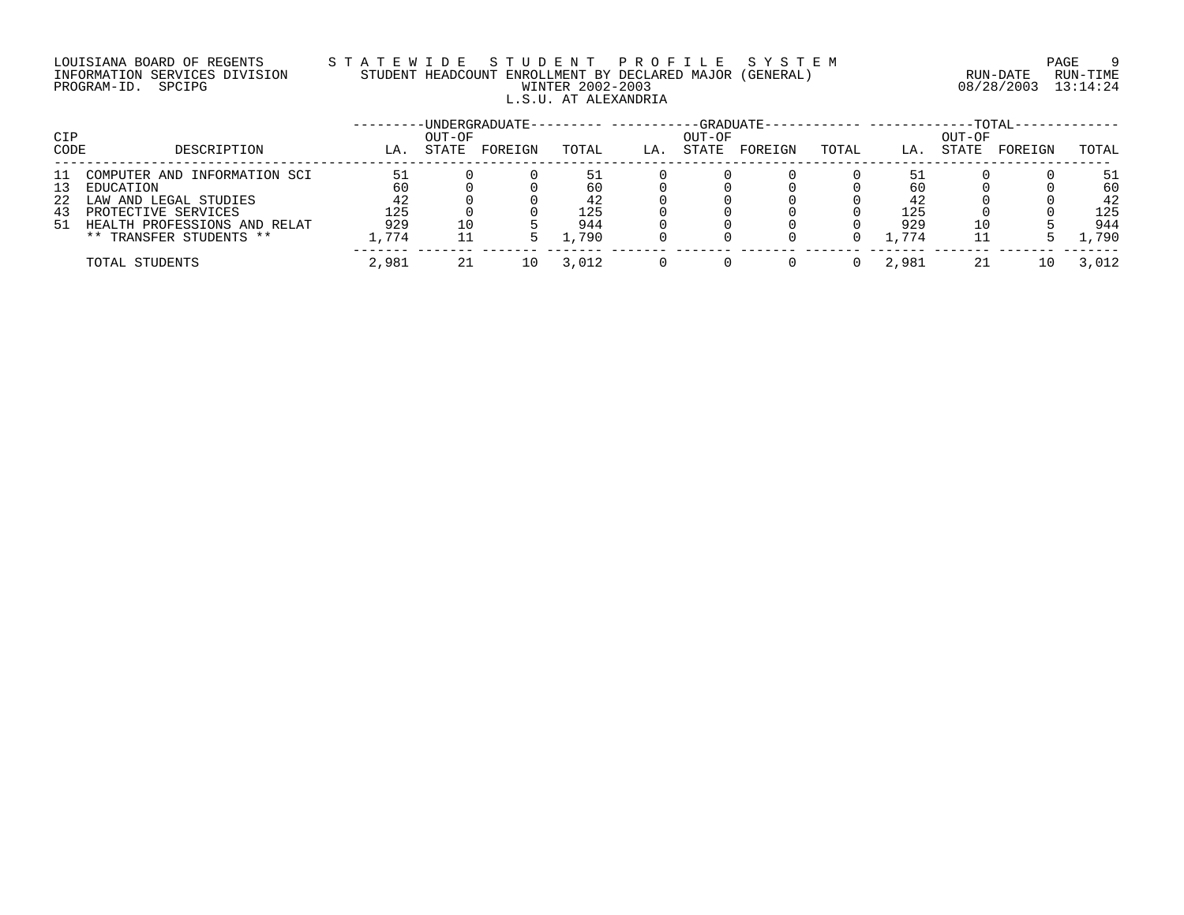LOUISIANA BOARD OF REGENTS — STATEWIDE STUDENT PROFILE SYSTEM
INFORMATION SERVICES DIVISION — STUDENT HEADCOUNT ENROLLMENT BY DECLARED MAJOR (GENERAL)
PROGRAM-ID. SPCIPG — WINTER 2002-2003 — RUN-DATE 08/28/2003 RUN-TIME 13:14:24

L.S.U. AT ALEXANDRIA

| CIP | | UNDERGRADUATE | | | | GRADUATE | | | | TOTAL | | | |
|---|---|---|---|---|---|---|---|---|---|---|---|---|---|
| CODE | DESCRIPTION | LA. | OUT-OF STATE | FOREIGN | TOTAL | LA. | OUT-OF STATE | FOREIGN | TOTAL | LA. | OUT-OF STATE | FOREIGN | TOTAL |
| 11 | COMPUTER AND INFORMATION SCI | 51 | 0 | 0 | 51 | 0 | 0 | 0 | 0 | 51 | 0 | 0 | 51 |
| 13 | EDUCATION | 60 | 0 | 0 | 60 | 0 | 0 | 0 | 0 | 60 | 0 | 0 | 60 |
| 22 | LAW AND LEGAL STUDIES | 42 | 0 | 0 | 42 | 0 | 0 | 0 | 0 | 42 | 0 | 0 | 42 |
| 43 | PROTECTIVE SERVICES | 125 | 0 | 0 | 125 | 0 | 0 | 0 | 0 | 125 | 0 | 0 | 125 |
| 51 | HEALTH PROFESSIONS AND RELAT | 929 | 10 | 5 | 944 | 0 | 0 | 0 | 0 | 929 | 10 | 5 | 944 |
| | ** TRANSFER STUDENTS ** | 1,774 | 11 | 5 | 1,790 | 0 | 0 | 0 | 0 | 1,774 | 11 | 5 | 1,790 |
| | TOTAL STUDENTS | 2,981 | 21 | 10 | 3,012 | 0 | 0 | 0 | 0 | 2,981 | 21 | 10 | 3,012 |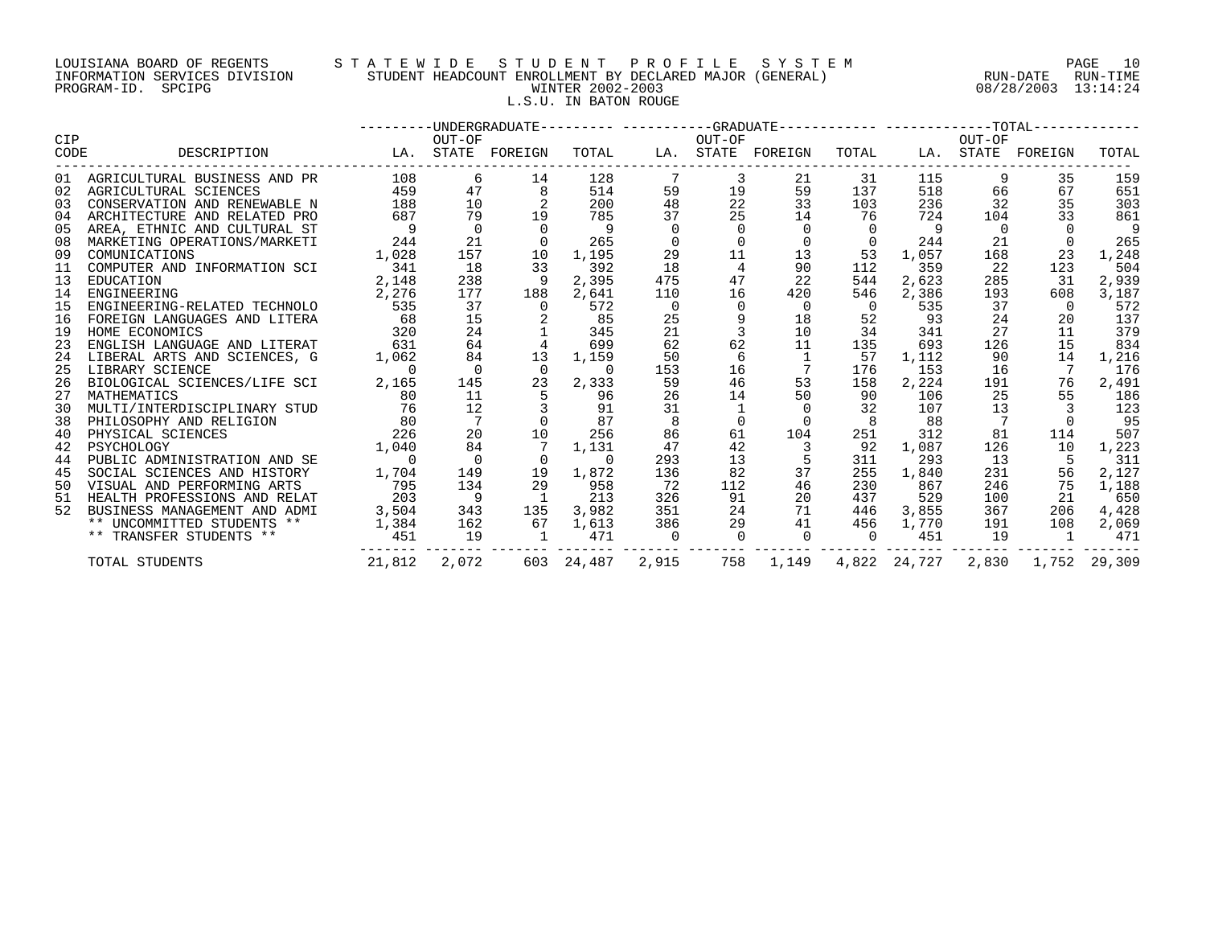LOUISIANA BOARD OF REGENTS
INFORMATION SERVICES DIVISION
PROGRAM-ID. SPCIPG

# STATEWIDE STUDENT PROFILE SYSTEM

## STUDENT HEADCOUNT ENROLLMENT BY DECLARED MAJOR (GENERAL)

WINTER 2002-2003

L.S.U. IN BATON ROUGE

RUN-DATE 08/28/2003 RUN-TIME 13:14:24

| CIP CODE | DESCRIPTION | UNDERGRADUATE LA. | UNDERGRADUATE OUT-OF STATE | UNDERGRADUATE FOREIGN | UNDERGRADUATE TOTAL | GRADUATE LA. | GRADUATE OUT-OF STATE | GRADUATE FOREIGN | GRADUATE TOTAL | TOTAL LA. | TOTAL OUT-OF STATE | TOTAL FOREIGN | TOTAL TOTAL |
|---|---|---|---|---|---|---|---|---|---|---|---|---|---|
| 01 | AGRICULTURAL BUSINESS AND PR | 108 | 6 | 14 | 128 | 7 | 3 | 21 | 31 | 115 | 9 | 35 | 159 |
| 02 | AGRICULTURAL SCIENCES | 459 | 47 | 8 | 514 | 59 | 19 | 59 | 137 | 518 | 66 | 67 | 651 |
| 03 | CONSERVATION AND RENEWABLE N | 188 | 10 | 2 | 200 | 48 | 22 | 33 | 103 | 236 | 32 | 35 | 303 |
| 04 | ARCHITECTURE AND RELATED PRO | 687 | 79 | 19 | 785 | 37 | 25 | 14 | 76 | 724 | 104 | 33 | 861 |
| 05 | AREA, ETHNIC AND CULTURAL ST | 9 | 0 | 0 | 9 | 0 | 0 | 0 | 0 | 9 | 0 | 0 | 9 |
| 08 | MARKETING OPERATIONS/MARKETI | 244 | 21 | 0 | 265 | 0 | 0 | 0 | 0 | 244 | 21 | 0 | 265 |
| 09 | COMUNICATIONS | 1,028 | 157 | 10 | 1,195 | 29 | 11 | 13 | 53 | 1,057 | 168 | 23 | 1,248 |
| 11 | COMPUTER AND INFORMATION SCI | 341 | 18 | 33 | 392 | 18 | 4 | 90 | 112 | 359 | 22 | 123 | 504 |
| 13 | EDUCATION | 2,148 | 238 | 9 | 2,395 | 475 | 47 | 22 | 544 | 2,623 | 285 | 31 | 2,939 |
| 14 | ENGINEERING | 2,276 | 177 | 188 | 2,641 | 110 | 16 | 420 | 546 | 2,386 | 193 | 608 | 3,187 |
| 15 | ENGINEERING-RELATED TECHNOLO | 535 | 37 | 0 | 572 | 0 | 0 | 0 | 0 | 535 | 37 | 0 | 572 |
| 16 | FOREIGN LANGUAGES AND LITERA | 68 | 15 | 2 | 85 | 25 | 9 | 18 | 52 | 93 | 24 | 20 | 137 |
| 19 | HOME ECONOMICS | 320 | 24 | 1 | 345 | 21 | 3 | 10 | 34 | 341 | 27 | 11 | 379 |
| 23 | ENGLISH LANGUAGE AND LITERAT | 631 | 64 | 4 | 699 | 62 | 62 | 11 | 135 | 693 | 126 | 15 | 834 |
| 24 | LIBERAL ARTS AND SCIENCES, G | 1,062 | 84 | 13 | 1,159 | 50 | 6 | 1 | 57 | 1,112 | 90 | 14 | 1,216 |
| 25 | LIBRARY SCIENCE | 0 | 0 | 0 | 0 | 153 | 16 | 7 | 176 | 153 | 16 | 7 | 176 |
| 26 | BIOLOGICAL SCIENCES/LIFE SCI | 2,165 | 145 | 23 | 2,333 | 59 | 46 | 53 | 158 | 2,224 | 191 | 76 | 2,491 |
| 27 | MATHEMATICS | 80 | 11 | 5 | 96 | 26 | 14 | 50 | 90 | 106 | 25 | 55 | 186 |
| 30 | MULTI/INTERDISCIPLINARY STUD | 76 | 12 | 3 | 91 | 31 | 1 | 0 | 32 | 107 | 13 | 3 | 123 |
| 38 | PHILOSOPHY AND RELIGION | 80 | 7 | 0 | 87 | 8 | 0 | 0 | 8 | 88 | 7 | 0 | 95 |
| 40 | PHYSICAL SCIENCES | 226 | 20 | 10 | 256 | 86 | 61 | 104 | 251 | 312 | 81 | 114 | 507 |
| 42 | PSYCHOLOGY | 1,040 | 84 | 7 | 1,131 | 47 | 42 | 3 | 92 | 1,087 | 126 | 10 | 1,223 |
| 44 | PUBLIC ADMINISTRATION AND SE | 0 | 0 | 0 | 0 | 293 | 13 | 5 | 311 | 293 | 13 | 5 | 311 |
| 45 | SOCIAL SCIENCES AND HISTORY | 1,704 | 149 | 19 | 1,872 | 136 | 82 | 37 | 255 | 1,840 | 231 | 56 | 2,127 |
| 50 | VISUAL AND PERFORMING ARTS | 795 | 134 | 29 | 958 | 72 | 112 | 46 | 230 | 867 | 246 | 75 | 1,188 |
| 51 | HEALTH PROFESSIONS AND RELAT | 203 | 9 | 1 | 213 | 326 | 91 | 20 | 437 | 529 | 100 | 21 | 650 |
| 52 | BUSINESS MANAGEMENT AND ADMI | 3,504 | 343 | 135 | 3,982 | 351 | 24 | 71 | 446 | 3,855 | 367 | 206 | 4,428 |
| | ** UNCOMMITTED STUDENTS ** | 1,384 | 162 | 67 | 1,613 | 386 | 29 | 41 | 456 | 1,770 | 191 | 108 | 2,069 |
| | ** TRANSFER STUDENTS ** | 451 | 19 | 1 | 471 | 0 | 0 | 0 | 0 | 451 | 19 | 1 | 471 |
| | TOTAL STUDENTS | 21,812 | 2,072 | 603 | 24,487 | 2,915 | 758 | 1,149 | 4,822 | 24,727 | 2,830 | 1,752 | 29,309 |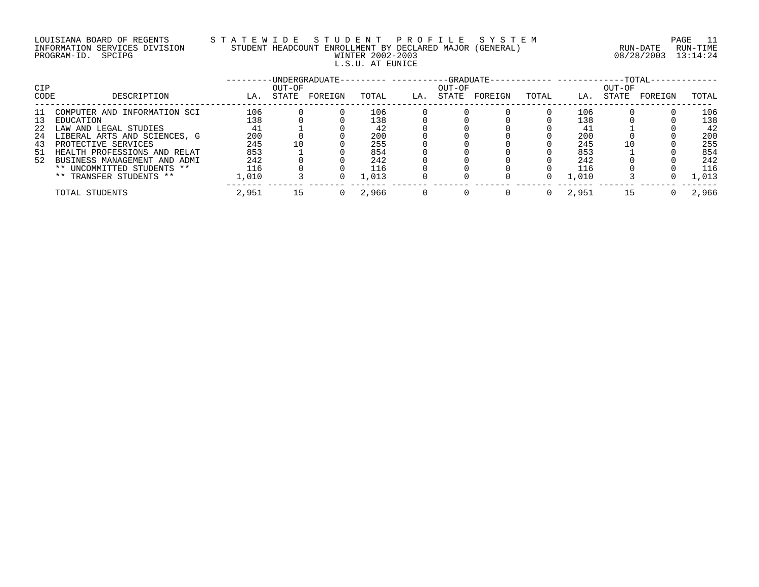LOUISIANA BOARD OF REGENTS — STATEWIDE STUDENT PROFILE SYSTEM
INFORMATION SERVICES DIVISION — STUDENT HEADCOUNT ENROLLMENT BY DECLARED MAJOR (GENERAL)
PROGRAM-ID. SPCIPG — WINTER 2002-2003 — RUN-DATE 08/28/2003 RUN-TIME 13:14:24

L.S.U. AT EUNICE

| CIP CODE | DESCRIPTION | UNDERGRADUATE | | | | GRADUATE | | | | TOTAL | | | |
|---|---|---|---|---|---|---|---|---|---|---|---|---|---|
| | | LA. | OUT-OF STATE | FOREIGN | TOTAL | LA. | OUT-OF STATE | FOREIGN | TOTAL | LA. | OUT-OF STATE | FOREIGN | TOTAL |
| 11 | COMPUTER AND INFORMATION SCI | 106 | 0 | 0 | 106 | 0 | 0 | 0 | 0 | 106 | 0 | 0 | 106 |
| 13 | EDUCATION | 138 | 0 | 0 | 138 | 0 | 0 | 0 | 0 | 138 | 0 | 0 | 138 |
| 22 | LAW AND LEGAL STUDIES | 41 | 1 | 0 | 42 | 0 | 0 | 0 | 0 | 41 | 1 | 0 | 42 |
| 24 | LIBERAL ARTS AND SCIENCES, G | 200 | 0 | 0 | 200 | 0 | 0 | 0 | 0 | 200 | 0 | 0 | 200 |
| 43 | PROTECTIVE SERVICES | 245 | 10 | 0 | 255 | 0 | 0 | 0 | 0 | 245 | 10 | 0 | 255 |
| 51 | HEALTH PROFESSIONS AND RELAT | 853 | 1 | 0 | 854 | 0 | 0 | 0 | 0 | 853 | 1 | 0 | 854 |
| 52 | BUSINESS MANAGEMENT AND ADMI | 242 | 0 | 0 | 242 | 0 | 0 | 0 | 0 | 242 | 0 | 0 | 242 |
| | ** UNCOMMITTED STUDENTS ** | 116 | 0 | 0 | 116 | 0 | 0 | 0 | 0 | 116 | 0 | 0 | 116 |
| | ** TRANSFER STUDENTS ** | 1,010 | 3 | 0 | 1,013 | 0 | 0 | 0 | 0 | 1,010 | 3 | 0 | 1,013 |
| | TOTAL STUDENTS | 2,951 | 15 | 0 | 2,966 | 0 | 0 | 0 | 0 | 2,951 | 15 | 0 | 2,966 |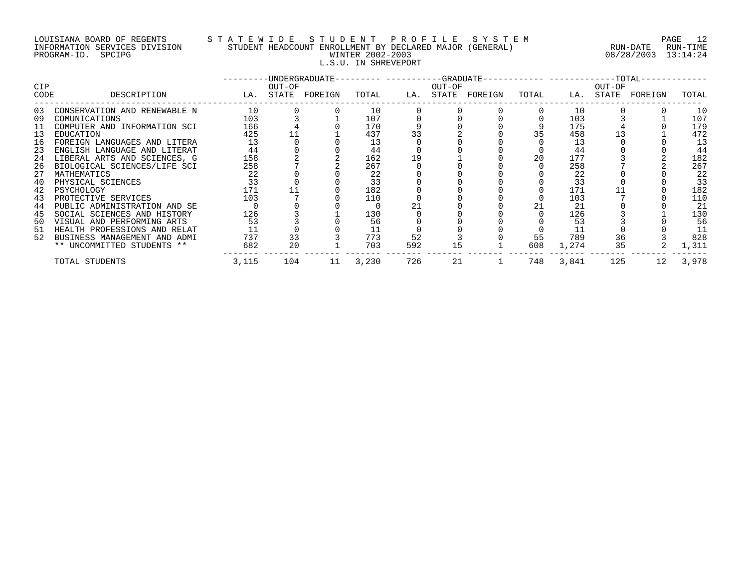LOUISIANA BOARD OF REGENTS — STATEWIDE STUDENT PROFILE SYSTEM
INFORMATION SERVICES DIVISION — STUDENT HEADCOUNT ENROLLMENT BY DECLARED MAJOR (GENERAL) — RUN-DATE 08/28/2003 RUN-TIME 13:14:24
PROGRAM-ID. SPCIPG — WINTER 2002-2003

L.S.U. IN SHREVEPORT

| CIP CODE | DESCRIPTION | UNDERGRADUATE | | | | GRADUATE | | | | TOTAL | | | |
|---|---|---|---|---|---|---|---|---|---|---|---|---|---|
| | | LA. | OUT-OF STATE | FOREIGN | TOTAL | LA. | OUT-OF STATE | FOREIGN | TOTAL | LA. | OUT-OF STATE | FOREIGN | TOTAL |
| 03 | CONSERVATION AND RENEWABLE N | 10 | 0 | 0 | 10 | 0 | 0 | 0 | 0 | 10 | 0 | 0 | 10 |
| 09 | COMUNICATIONS | 103 | 3 | 1 | 107 | 0 | 0 | 0 | 0 | 103 | 3 | 1 | 107 |
| 11 | COMPUTER AND INFORMATION SCI | 166 | 4 | 0 | 170 | 9 | 0 | 0 | 9 | 175 | 4 | 0 | 179 |
| 13 | EDUCATION | 425 | 11 | 1 | 437 | 33 | 2 | 0 | 35 | 458 | 13 | 1 | 472 |
| 16 | FOREIGN LANGUAGES AND LITERA | 13 | 0 | 0 | 13 | 0 | 0 | 0 | 0 | 13 | 0 | 0 | 13 |
| 23 | ENGLISH LANGUAGE AND LITERAT | 44 | 0 | 0 | 44 | 0 | 0 | 0 | 0 | 44 | 0 | 0 | 44 |
| 24 | LIBERAL ARTS AND SCIENCES, G | 158 | 2 | 2 | 162 | 19 | 1 | 0 | 20 | 177 | 3 | 2 | 182 |
| 26 | BIOLOGICAL SCIENCES/LIFE SCI | 258 | 7 | 2 | 267 | 0 | 0 | 0 | 0 | 258 | 7 | 2 | 267 |
| 27 | MATHEMATICS | 22 | 0 | 0 | 22 | 0 | 0 | 0 | 0 | 22 | 0 | 0 | 22 |
| 40 | PHYSICAL SCIENCES | 33 | 0 | 0 | 33 | 0 | 0 | 0 | 0 | 33 | 0 | 0 | 33 |
| 42 | PSYCHOLOGY | 171 | 11 | 0 | 182 | 0 | 0 | 0 | 0 | 171 | 11 | 0 | 182 |
| 43 | PROTECTIVE SERVICES | 103 | 7 | 0 | 110 | 0 | 0 | 0 | 0 | 103 | 7 | 0 | 110 |
| 44 | PUBLIC ADMINISTRATION AND SE | 0 | 0 | 0 | 0 | 21 | 0 | 0 | 21 | 21 | 0 | 0 | 21 |
| 45 | SOCIAL SCIENCES AND HISTORY | 126 | 3 | 1 | 130 | 0 | 0 | 0 | 0 | 126 | 3 | 1 | 130 |
| 50 | VISUAL AND PERFORMING ARTS | 53 | 3 | 0 | 56 | 0 | 0 | 0 | 0 | 53 | 3 | 0 | 56 |
| 51 | HEALTH PROFESSIONS AND RELAT | 11 | 0 | 0 | 11 | 0 | 0 | 0 | 0 | 11 | 0 | 0 | 11 |
| 52 | BUSINESS MANAGEMENT AND ADMI | 737 | 33 | 3 | 773 | 52 | 3 | 0 | 55 | 789 | 36 | 3 | 828 |
| | ** UNCOMMITTED STUDENTS ** | 682 | 20 | 1 | 703 | 592 | 15 | 1 | 608 | 1,274 | 35 | 2 | 1,311 |
| | TOTAL STUDENTS | 3,115 | 104 | 11 | 3,230 | 726 | 21 | 1 | 748 | 3,841 | 125 | 12 | 3,978 |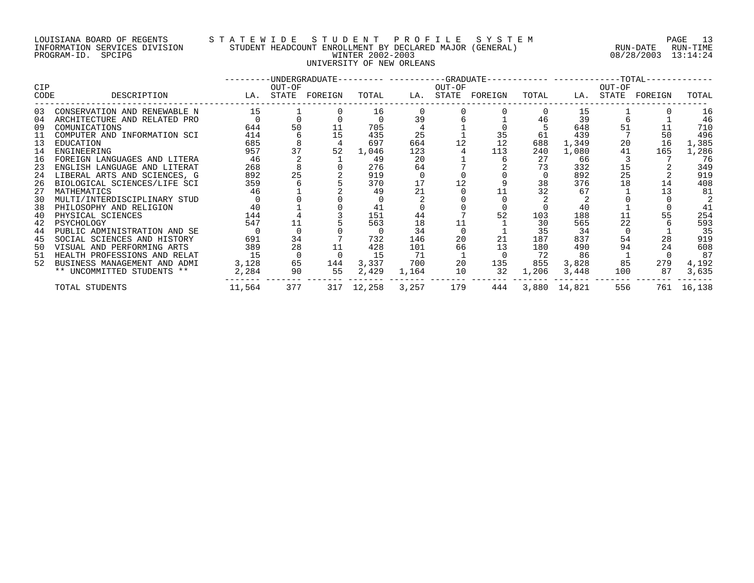LOUISIANA BOARD OF REGENTS
INFORMATION SERVICES DIVISION
PROGRAM-ID. SPCIPG

# STATEWIDE STUDENT PROFILE SYSTEM
## STUDENT HEADCOUNT ENROLLMENT BY DECLARED MAJOR (GENERAL)
### WINTER 2002-2003
### UNIVERSITY OF NEW ORLEANS

RUN-DATE 08/28/2003 RUN-TIME 13:14:24

| CIP CODE | DESCRIPTION | UNDERGRADUATE LA. | UNDERGRADUATE OUT-OF STATE | UNDERGRADUATE FOREIGN | UNDERGRADUATE TOTAL | GRADUATE LA. | GRADUATE OUT-OF STATE | GRADUATE FOREIGN | GRADUATE TOTAL | TOTAL LA. | TOTAL OUT-OF STATE | TOTAL FOREIGN | TOTAL TOTAL |
|---|---|---|---|---|---|---|---|---|---|---|---|---|---|
| 03 | CONSERVATION AND RENEWABLE N | 15 | 1 | 0 | 16 | 0 | 0 | 0 | 0 | 15 | 1 | 0 | 16 |
| 04 | ARCHITECTURE AND RELATED PRO | 0 | 0 | 0 | 0 | 39 | 6 | 1 | 46 | 39 | 6 | 1 | 46 |
| 09 | COMUNICATIONS | 644 | 50 | 11 | 705 | 4 | 1 | 0 | 5 | 648 | 51 | 11 | 710 |
| 11 | COMPUTER AND INFORMATION SCI | 414 | 6 | 15 | 435 | 25 | 1 | 35 | 61 | 439 | 7 | 50 | 496 |
| 13 | EDUCATION | 685 | 8 | 4 | 697 | 664 | 12 | 12 | 688 | 1,349 | 20 | 16 | 1,385 |
| 14 | ENGINEERING | 957 | 37 | 52 | 1,046 | 123 | 4 | 113 | 240 | 1,080 | 41 | 165 | 1,286 |
| 16 | FOREIGN LANGUAGES AND LITERA | 46 | 2 | 1 | 49 | 20 | 1 | 6 | 27 | 66 | 3 | 7 | 76 |
| 23 | ENGLISH LANGUAGE AND LITERAT | 268 | 8 | 0 | 276 | 64 | 7 | 2 | 73 | 332 | 15 | 2 | 349 |
| 24 | LIBERAL ARTS AND SCIENCES, G | 892 | 25 | 2 | 919 | 0 | 0 | 0 | 0 | 892 | 25 | 2 | 919 |
| 26 | BIOLOGICAL SCIENCES/LIFE SCI | 359 | 6 | 5 | 370 | 17 | 12 | 9 | 38 | 376 | 18 | 14 | 408 |
| 27 | MATHEMATICS | 46 | 1 | 2 | 49 | 21 | 0 | 11 | 32 | 67 | 1 | 13 | 81 |
| 30 | MULTI/INTERDISCIPLINARY STUD | 0 | 0 | 0 | 0 | 2 | 0 | 0 | 2 | 2 | 0 | 0 | 2 |
| 38 | PHILOSOPHY AND RELIGION | 40 | 1 | 0 | 41 | 0 | 0 | 0 | 0 | 40 | 1 | 0 | 41 |
| 40 | PHYSICAL SCIENCES | 144 | 4 | 3 | 151 | 44 | 7 | 52 | 103 | 188 | 11 | 55 | 254 |
| 42 | PSYCHOLOGY | 547 | 11 | 5 | 563 | 18 | 11 | 1 | 30 | 565 | 22 | 6 | 593 |
| 44 | PUBLIC ADMINISTRATION AND SE | 0 | 0 | 0 | 0 | 34 | 0 | 1 | 35 | 34 | 0 | 1 | 35 |
| 45 | SOCIAL SCIENCES AND HISTORY | 691 | 34 | 7 | 732 | 146 | 20 | 21 | 187 | 837 | 54 | 28 | 919 |
| 50 | VISUAL AND PERFORMING ARTS | 389 | 28 | 11 | 428 | 101 | 66 | 13 | 180 | 490 | 94 | 24 | 608 |
| 51 | HEALTH PROFESSIONS AND RELAT | 15 | 0 | 0 | 15 | 71 | 1 | 0 | 72 | 86 | 1 | 0 | 87 |
| 52 | BUSINESS MANAGEMENT AND ADMI | 3,128 | 65 | 144 | 3,337 | 700 | 20 | 135 | 855 | 3,828 | 85 | 279 | 4,192 |
| | ** UNCOMMITTED STUDENTS ** | 2,284 | 90 | 55 | 2,429 | 1,164 | 10 | 32 | 1,206 | 3,448 | 100 | 87 | 3,635 |
| | TOTAL STUDENTS | 11,564 | 377 | 317 | 12,258 | 3,257 | 179 | 444 | 3,880 | 14,821 | 556 | 761 | 16,138 |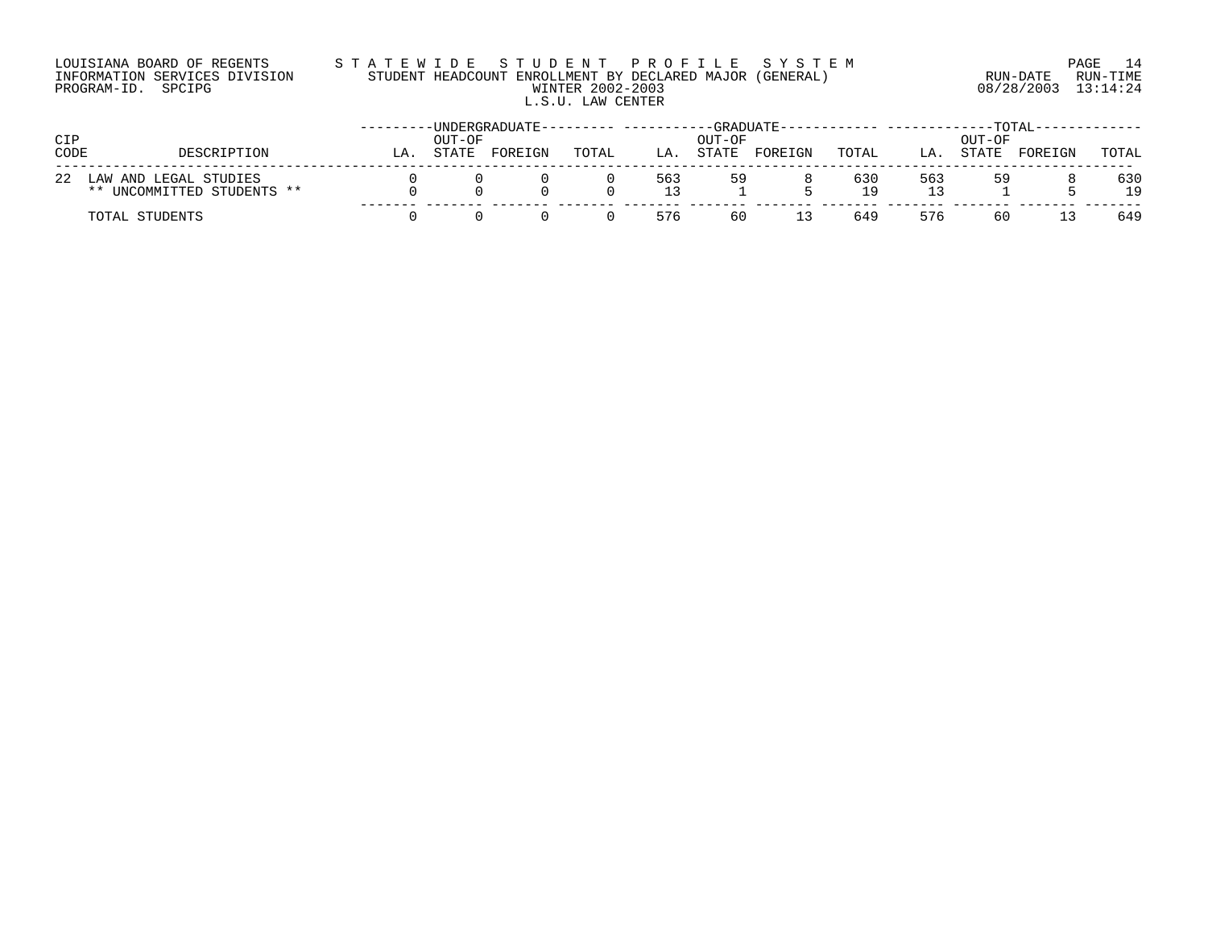LOUISIANA BOARD OF REGENTS
INFORMATION SERVICES DIVISION
PROGRAM-ID. SPCIPG

STATEWIDE STUDENT PROFILE SYSTEM
STUDENT HEADCOUNT ENROLLMENT BY DECLARED MAJOR (GENERAL)
WINTER 2002-2003
L.S.U. LAW CENTER

RUN-DATE 08/28/2003 RUN-TIME 13:14:24

| CIP CODE | DESCRIPTION | UNDERGRADUATE | | | | GRADUATE | | | | TOTAL | | | |
|---|---|---|---|---|---|---|---|---|---|---|---|---|---|
| | | LA. | OUT-OF STATE | FOREIGN | TOTAL | LA. | OUT-OF STATE | FOREIGN | TOTAL | LA. | OUT-OF STATE | FOREIGN | TOTAL |
| 22 | LAW AND LEGAL STUDIES | 0 | 0 | 0 | 0 | 563 | 59 | 8 | 630 | 563 | 59 | 8 | 630 |
| | ** UNCOMMITTED STUDENTS ** | 0 | 0 | 0 | 0 | 13 | 1 | 5 | 19 | 13 | 1 | 5 | 19 |
| | TOTAL STUDENTS | 0 | 0 | 0 | 0 | 576 | 60 | 13 | 649 | 576 | 60 | 13 | 649 |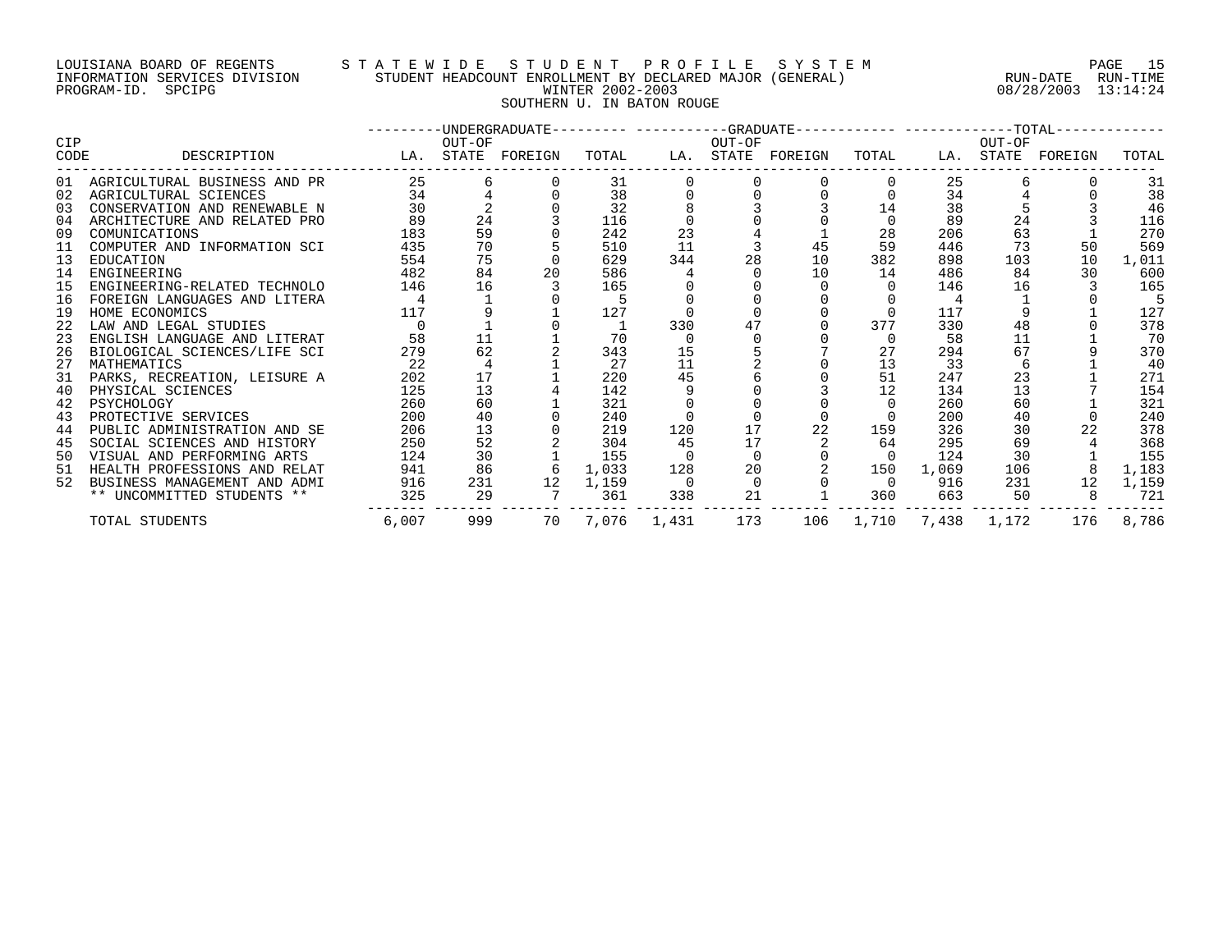LOUISIANA BOARD OF REGENTS — STATEWIDE STUDENT PROFILE SYSTEM
INFORMATION SERVICES DIVISION — STUDENT HEADCOUNT ENROLLMENT BY DECLARED MAJOR (GENERAL) — RUN-DATE 08/28/2003 RUN-TIME 13:14:24
PROGRAM-ID. SPCIPG — WINTER 2002-2003

SOUTHERN U. IN BATON ROUGE

| CIP CODE | DESCRIPTION | UNDERGRADUATE LA. | UNDERGRADUATE OUT-OF STATE | UNDERGRADUATE FOREIGN | UNDERGRADUATE TOTAL | GRADUATE LA. | GRADUATE OUT-OF STATE | GRADUATE FOREIGN | GRADUATE TOTAL | TOTAL LA. | TOTAL OUT-OF STATE | TOTAL FOREIGN | TOTAL TOTAL |
|---|---|---|---|---|---|---|---|---|---|---|---|---|---|
| 01 | AGRICULTURAL BUSINESS AND PR | 25 | 6 | 0 | 31 | 0 | 0 | 0 | 0 | 25 | 6 | 0 | 31 |
| 02 | AGRICULTURAL SCIENCES | 34 | 4 | 0 | 38 | 0 | 0 | 0 | 0 | 34 | 4 | 0 | 38 |
| 03 | CONSERVATION AND RENEWABLE N | 30 | 2 | 0 | 32 | 8 | 3 | 3 | 14 | 38 | 5 | 3 | 46 |
| 04 | ARCHITECTURE AND RELATED PRO | 89 | 24 | 3 | 116 | 0 | 0 | 0 | 0 | 89 | 24 | 3 | 116 |
| 09 | COMUNICATIONS | 183 | 59 | 0 | 242 | 23 | 4 | 1 | 28 | 206 | 63 | 1 | 270 |
| 11 | COMPUTER AND INFORMATION SCI | 435 | 70 | 5 | 510 | 11 | 3 | 45 | 59 | 446 | 73 | 50 | 569 |
| 13 | EDUCATION | 554 | 75 | 0 | 629 | 344 | 28 | 10 | 382 | 898 | 103 | 10 | 1,011 |
| 14 | ENGINEERING | 482 | 84 | 20 | 586 | 4 | 0 | 10 | 14 | 486 | 84 | 30 | 600 |
| 15 | ENGINEERING-RELATED TECHNOLO | 146 | 16 | 3 | 165 | 0 | 0 | 0 | 0 | 146 | 16 | 3 | 165 |
| 16 | FOREIGN LANGUAGES AND LITERA | 4 | 1 | 0 | 5 | 0 | 0 | 0 | 0 | 4 | 1 | 0 | 5 |
| 19 | HOME ECONOMICS | 117 | 9 | 1 | 127 | 0 | 0 | 0 | 0 | 117 | 9 | 1 | 127 |
| 22 | LAW AND LEGAL STUDIES | 0 | 1 | 0 | 1 | 330 | 47 | 0 | 377 | 330 | 48 | 0 | 378 |
| 23 | ENGLISH LANGUAGE AND LITERAT | 58 | 11 | 1 | 70 | 0 | 0 | 0 | 0 | 58 | 11 | 1 | 70 |
| 26 | BIOLOGICAL SCIENCES/LIFE SCI | 279 | 62 | 2 | 343 | 15 | 5 | 7 | 27 | 294 | 67 | 9 | 370 |
| 27 | MATHEMATICS | 22 | 4 | 1 | 27 | 11 | 2 | 0 | 13 | 33 | 6 | 1 | 40 |
| 31 | PARKS, RECREATION, LEISURE A | 202 | 17 | 1 | 220 | 45 | 6 | 0 | 51 | 247 | 23 | 1 | 271 |
| 40 | PHYSICAL SCIENCES | 125 | 13 | 4 | 142 | 9 | 0 | 3 | 12 | 134 | 13 | 7 | 154 |
| 42 | PSYCHOLOGY | 260 | 60 | 1 | 321 | 0 | 0 | 0 | 0 | 260 | 60 | 1 | 321 |
| 43 | PROTECTIVE SERVICES | 200 | 40 | 0 | 240 | 0 | 0 | 0 | 0 | 200 | 40 | 0 | 240 |
| 44 | PUBLIC ADMINISTRATION AND SE | 206 | 13 | 0 | 219 | 120 | 17 | 22 | 159 | 326 | 30 | 22 | 378 |
| 45 | SOCIAL SCIENCES AND HISTORY | 250 | 52 | 2 | 304 | 45 | 17 | 2 | 64 | 295 | 69 | 4 | 368 |
| 50 | VISUAL AND PERFORMING ARTS | 124 | 30 | 1 | 155 | 0 | 0 | 0 | 0 | 124 | 30 | 1 | 155 |
| 51 | HEALTH PROFESSIONS AND RELAT | 941 | 86 | 6 | 1,033 | 128 | 20 | 2 | 150 | 1,069 | 106 | 8 | 1,183 |
| 52 | BUSINESS MANAGEMENT AND ADMI | 916 | 231 | 12 | 1,159 | 0 | 0 | 0 | 0 | 916 | 231 | 12 | 1,159 |
| | ** UNCOMMITTED STUDENTS ** | 325 | 29 | 7 | 361 | 338 | 21 | 1 | 360 | 663 | 50 | 8 | 721 |
| | TOTAL STUDENTS | 6,007 | 999 | 70 | 7,076 | 1,431 | 173 | 106 | 1,710 | 7,438 | 1,172 | 176 | 8,786 |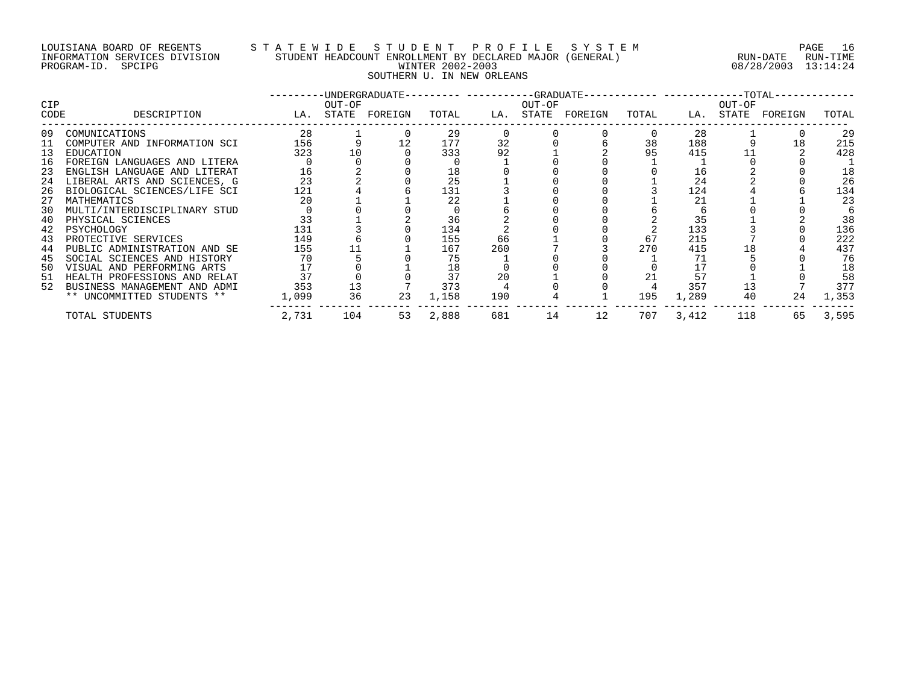LOUISIANA BOARD OF REGENTS — STATEWIDE STUDENT PROFILE SYSTEM
INFORMATION SERVICES DIVISION — STUDENT HEADCOUNT ENROLLMENT BY DECLARED MAJOR (GENERAL) — RUN-DATE 08/28/2003 RUN-TIME 13:14:24
PROGRAM-ID. SPCIPG — WINTER 2002-2003

SOUTHERN U. IN NEW ORLEANS

| CIP CODE | DESCRIPTION | UNDERGRADUATE LA. | UNDERGRADUATE OUT-OF STATE | UNDERGRADUATE FOREIGN | UNDERGRADUATE TOTAL | GRADUATE LA. | GRADUATE OUT-OF STATE | GRADUATE FOREIGN | GRADUATE TOTAL | TOTAL LA. | TOTAL OUT-OF STATE | TOTAL FOREIGN | TOTAL |
|---|---|---|---|---|---|---|---|---|---|---|---|---|---|
| 09 | COMUNICATIONS | 28 | 1 | 0 | 29 | 0 | 0 | 0 | 0 | 28 | 1 | 0 | 29 |
| 11 | COMPUTER AND INFORMATION SCI | 156 | 9 | 12 | 177 | 32 | 0 | 6 | 38 | 188 | 9 | 18 | 215 |
| 13 | EDUCATION | 323 | 10 | 0 | 333 | 92 | 1 | 2 | 95 | 415 | 11 | 2 | 428 |
| 16 | FOREIGN LANGUAGES AND LITERA | 0 | 0 | 0 | 0 | 1 | 0 | 0 | 1 | 1 | 0 | 0 | 1 |
| 23 | ENGLISH LANGUAGE AND LITERAT | 16 | 2 | 0 | 18 | 0 | 0 | 0 | 0 | 16 | 2 | 0 | 18 |
| 24 | LIBERAL ARTS AND SCIENCES, G | 23 | 2 | 0 | 25 | 1 | 0 | 0 | 1 | 24 | 2 | 0 | 26 |
| 26 | BIOLOGICAL SCIENCES/LIFE SCI | 121 | 4 | 6 | 131 | 3 | 0 | 0 | 3 | 124 | 4 | 6 | 134 |
| 27 | MATHEMATICS | 20 | 1 | 1 | 22 | 1 | 0 | 0 | 1 | 21 | 1 | 1 | 23 |
| 30 | MULTI/INTERDISCIPLINARY STUD | 0 | 0 | 0 | 0 | 6 | 0 | 0 | 6 | 6 | 0 | 0 | 6 |
| 40 | PHYSICAL SCIENCES | 33 | 1 | 2 | 36 | 2 | 0 | 0 | 2 | 35 | 1 | 2 | 38 |
| 42 | PSYCHOLOGY | 131 | 3 | 0 | 134 | 2 | 0 | 0 | 2 | 133 | 3 | 0 | 136 |
| 43 | PROTECTIVE SERVICES | 149 | 6 | 0 | 155 | 66 | 1 | 0 | 67 | 215 | 7 | 0 | 222 |
| 44 | PUBLIC ADMINISTRATION AND SE | 155 | 11 | 1 | 167 | 260 | 7 | 3 | 270 | 415 | 18 | 4 | 437 |
| 45 | SOCIAL SCIENCES AND HISTORY | 70 | 5 | 0 | 75 | 1 | 0 | 0 | 1 | 71 | 5 | 0 | 76 |
| 50 | VISUAL AND PERFORMING ARTS | 17 | 0 | 1 | 18 | 0 | 0 | 0 | 0 | 17 | 0 | 1 | 18 |
| 51 | HEALTH PROFESSIONS AND RELAT | 37 | 0 | 0 | 37 | 20 | 1 | 0 | 21 | 57 | 1 | 0 | 58 |
| 52 | BUSINESS MANAGEMENT AND ADMI | 353 | 13 | 7 | 373 | 4 | 0 | 0 | 4 | 357 | 13 | 7 | 377 |
| | ** UNCOMMITTED STUDENTS ** | 1,099 | 36 | 23 | 1,158 | 190 | 4 | 1 | 195 | 1,289 | 40 | 24 | 1,353 |
| | TOTAL STUDENTS | 2,731 | 104 | 53 | 2,888 | 681 | 14 | 12 | 707 | 3,412 | 118 | 65 | 3,595 |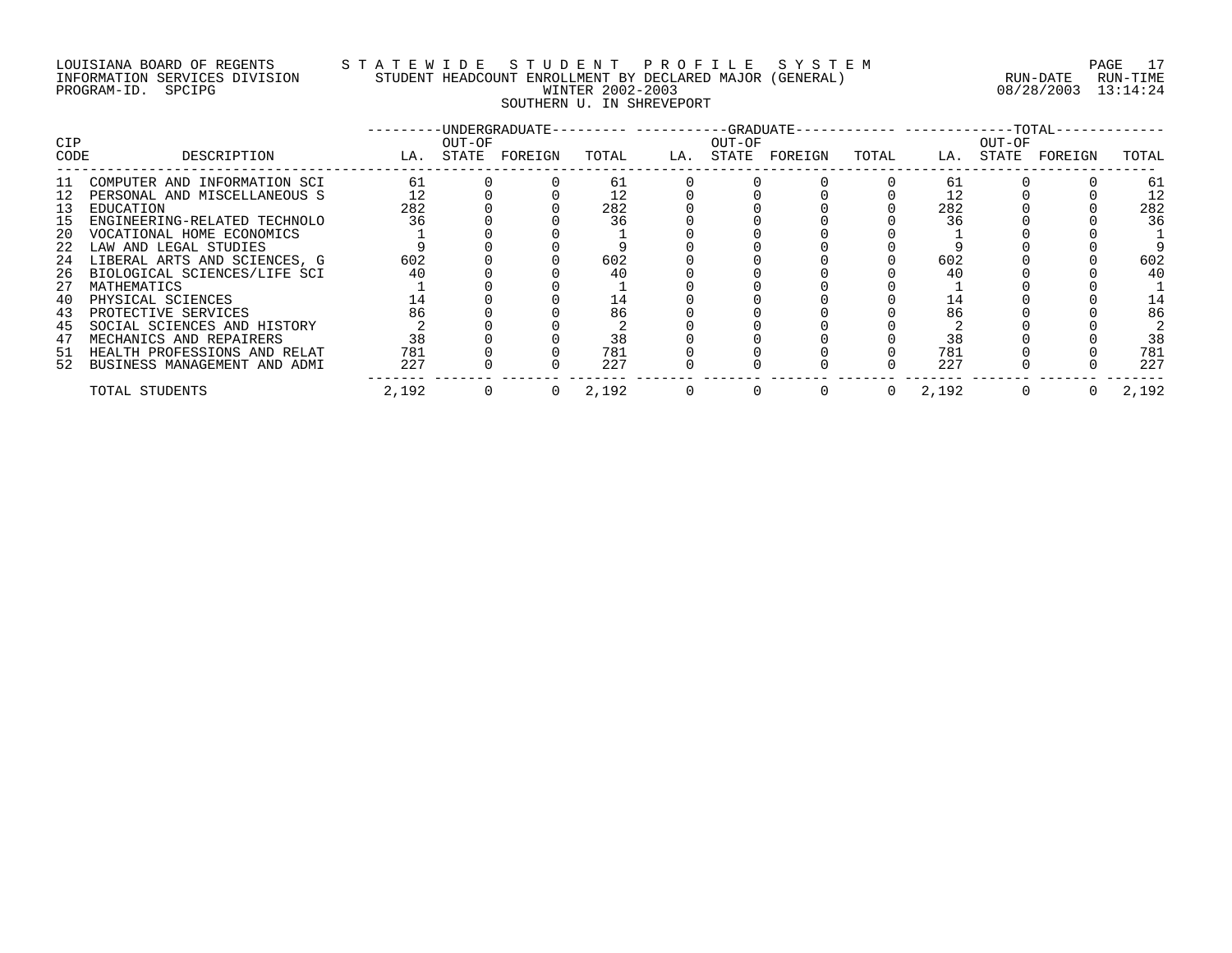LOUISIANA BOARD OF REGENTS
INFORMATION SERVICES DIVISION
PROGRAM-ID. SPCIPG

# STATEWIDE STUDENT PROFILE SYSTEM
## STUDENT HEADCOUNT ENROLLMENT BY DECLARED MAJOR (GENERAL)
### WINTER 2002-2003
### SOUTHERN U. IN SHREVEPORT

RUN-DATE 08/28/2003 RUN-TIME 13:14:24

| CIP CODE | DESCRIPTION | UNDERGRADUATE LA. | UNDERGRADUATE OUT-OF STATE | UNDERGRADUATE FOREIGN | UNDERGRADUATE TOTAL | GRADUATE LA. | GRADUATE OUT-OF STATE | GRADUATE FOREIGN | GRADUATE TOTAL | TOTAL LA. | TOTAL OUT-OF STATE | TOTAL FOREIGN | TOTAL TOTAL |
|---|---|---|---|---|---|---|---|---|---|---|---|---|---|
| 11 | COMPUTER AND INFORMATION SCI | 61 | 0 | 0 | 61 | 0 | 0 | 0 | 0 | 61 | 0 | 0 | 61 |
| 12 | PERSONAL AND MISCELLANEOUS S | 12 | 0 | 0 | 12 | 0 | 0 | 0 | 0 | 12 | 0 | 0 | 12 |
| 13 | EDUCATION | 282 | 0 | 0 | 282 | 0 | 0 | 0 | 0 | 282 | 0 | 0 | 282 |
| 15 | ENGINEERING-RELATED TECHNOLO | 36 | 0 | 0 | 36 | 0 | 0 | 0 | 0 | 36 | 0 | 0 | 36 |
| 20 | VOCATIONAL HOME ECONOMICS | 1 | 0 | 0 | 1 | 0 | 0 | 0 | 0 | 1 | 0 | 0 | 1 |
| 22 | LAW AND LEGAL STUDIES | 9 | 0 | 0 | 9 | 0 | 0 | 0 | 0 | 9 | 0 | 0 | 9 |
| 24 | LIBERAL ARTS AND SCIENCES, G | 602 | 0 | 0 | 602 | 0 | 0 | 0 | 0 | 602 | 0 | 0 | 602 |
| 26 | BIOLOGICAL SCIENCES/LIFE SCI | 40 | 0 | 0 | 40 | 0 | 0 | 0 | 0 | 40 | 0 | 0 | 40 |
| 27 | MATHEMATICS | 1 | 0 | 0 | 1 | 0 | 0 | 0 | 0 | 1 | 0 | 0 | 1 |
| 40 | PHYSICAL SCIENCES | 14 | 0 | 0 | 14 | 0 | 0 | 0 | 0 | 14 | 0 | 0 | 14 |
| 43 | PROTECTIVE SERVICES | 86 | 0 | 0 | 86 | 0 | 0 | 0 | 0 | 86 | 0 | 0 | 86 |
| 45 | SOCIAL SCIENCES AND HISTORY | 2 | 0 | 0 | 2 | 0 | 0 | 0 | 0 | 2 | 0 | 0 | 2 |
| 47 | MECHANICS AND REPAIRERS | 38 | 0 | 0 | 38 | 0 | 0 | 0 | 0 | 38 | 0 | 0 | 38 |
| 51 | HEALTH PROFESSIONS AND RELAT | 781 | 0 | 0 | 781 | 0 | 0 | 0 | 0 | 781 | 0 | 0 | 781 |
| 52 | BUSINESS MANAGEMENT AND ADMI | 227 | 0 | 0 | 227 | 0 | 0 | 0 | 0 | 227 | 0 | 0 | 227 |
| | TOTAL STUDENTS | 2,192 | 0 | 0 | 2,192 | 0 | 0 | 0 | 0 | 2,192 | 0 | 0 | 2,192 |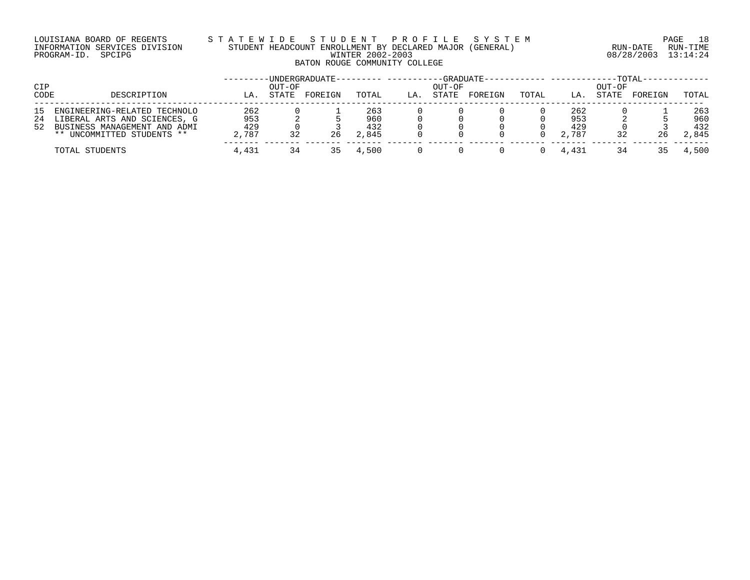LOUISIANA BOARD OF REGENTS — STATEWIDE STUDENT PROFILE SYSTEM
INFORMATION SERVICES DIVISION — STUDENT HEADCOUNT ENROLLMENT BY DECLARED MAJOR (GENERAL)
PROGRAM-ID. SPCIPG — WINTER 2002-2003 — RUN-DATE 08/28/2003 RUN-TIME 13:14:24

## BATON ROUGE COMMUNITY COLLEGE

| CIP CODE | DESCRIPTION | UNDERGRADUATE LA. | UNDERGRADUATE OUT-OF STATE | UNDERGRADUATE FOREIGN | UNDERGRADUATE TOTAL | GRADUATE LA. | GRADUATE OUT-OF STATE | GRADUATE FOREIGN | GRADUATE TOTAL | TOTAL LA. | TOTAL OUT-OF STATE | TOTAL FOREIGN | TOTAL TOTAL |
|---|---|---|---|---|---|---|---|---|---|---|---|---|---|
| 15 | ENGINEERING-RELATED TECHNOLO | 262 | 0 | 1 | 263 | 0 | 0 | 0 | 0 | 262 | 0 | 1 | 263 |
| 24 | LIBERAL ARTS AND SCIENCES, G | 953 | 2 | 5 | 960 | 0 | 0 | 0 | 0 | 953 | 2 | 5 | 960 |
| 52 | BUSINESS MANAGEMENT AND ADMI | 429 | 0 | 3 | 432 | 0 | 0 | 0 | 0 | 429 | 0 | 3 | 432 |
| | ** UNCOMMITTED STUDENTS ** | 2,787 | 32 | 26 | 2,845 | 0 | 0 | 0 | 0 | 2,787 | 32 | 26 | 2,845 |
| | TOTAL STUDENTS | 4,431 | 34 | 35 | 4,500 | 0 | 0 | 0 | 0 | 4,431 | 34 | 35 | 4,500 |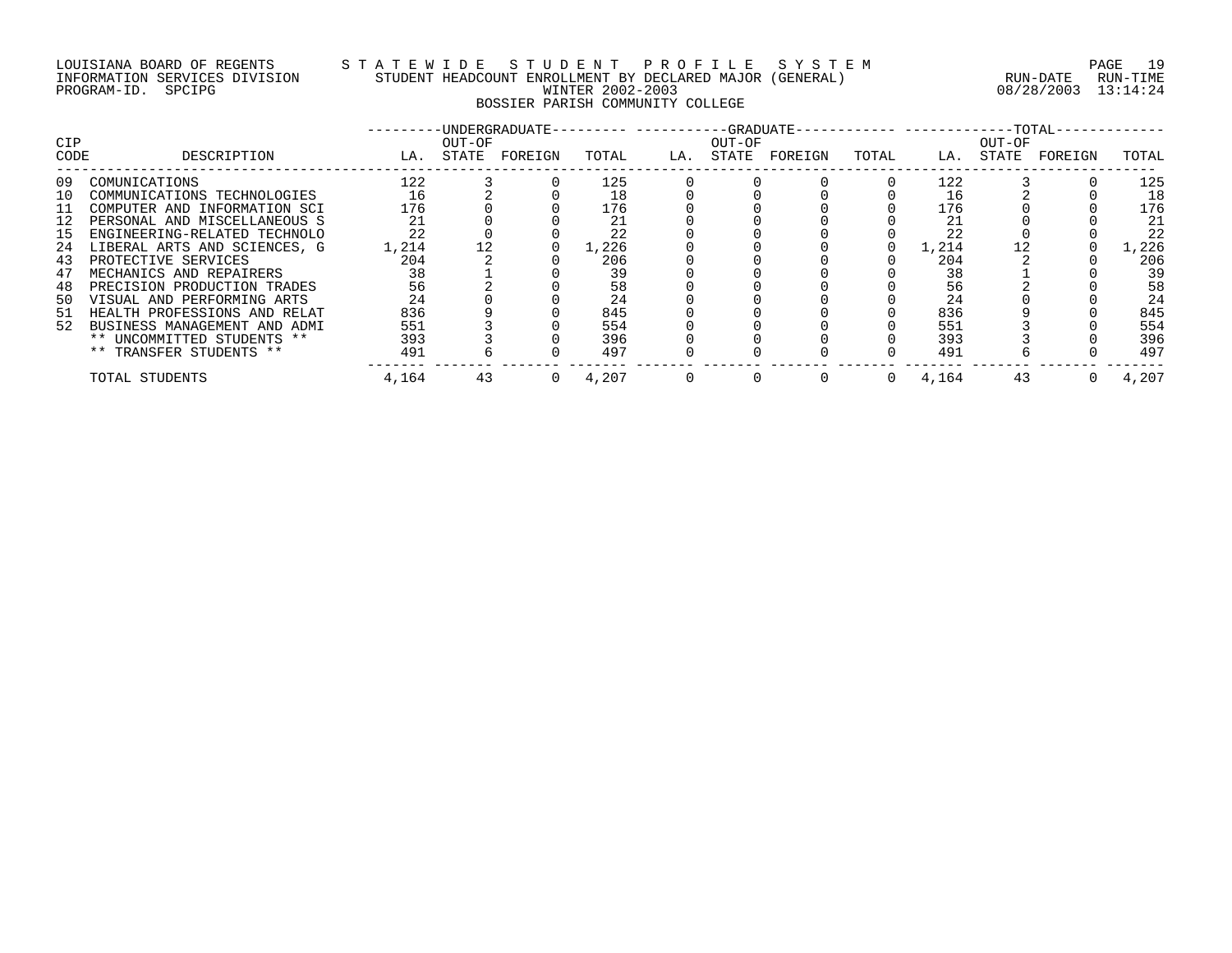LOUISIANA BOARD OF REGENTS — STATEWIDE STUDENT PROFILE SYSTEM
INFORMATION SERVICES DIVISION — STUDENT HEADCOUNT ENROLLMENT BY DECLARED MAJOR (GENERAL)
PROGRAM-ID. SPCIPG — WINTER 2002-2003
RUN-DATE 08/28/2003 RUN-TIME 13:14:24

## BOSSIER PARISH COMMUNITY COLLEGE

| CIP CODE | DESCRIPTION | UNDERGRADUATE LA. | UNDERGRADUATE OUT-OF STATE | UNDERGRADUATE FOREIGN | UNDERGRADUATE TOTAL | GRADUATE LA. | GRADUATE OUT-OF STATE | GRADUATE FOREIGN | GRADUATE TOTAL | TOTAL LA. | TOTAL OUT-OF STATE | TOTAL FOREIGN | TOTAL TOTAL |
|---|---|---|---|---|---|---|---|---|---|---|---|---|---|
| 09 | COMUNICATIONS | 122 | 3 | 0 | 125 | 0 | 0 | 0 | 0 | 122 | 3 | 0 | 125 |
| 10 | COMMUNICATIONS TECHNOLOGIES | 16 | 2 | 0 | 18 | 0 | 0 | 0 | 0 | 16 | 2 | 0 | 18 |
| 11 | COMPUTER AND INFORMATION SCI | 176 | 0 | 0 | 176 | 0 | 0 | 0 | 0 | 176 | 0 | 0 | 176 |
| 12 | PERSONAL AND MISCELLANEOUS S | 21 | 0 | 0 | 21 | 0 | 0 | 0 | 0 | 21 | 0 | 0 | 21 |
| 15 | ENGINEERING-RELATED TECHNOLO | 22 | 0 | 0 | 22 | 0 | 0 | 0 | 0 | 22 | 0 | 0 | 22 |
| 24 | LIBERAL ARTS AND SCIENCES, G | 1,214 | 12 | 0 | 1,226 | 0 | 0 | 0 | 0 | 1,214 | 12 | 0 | 1,226 |
| 43 | PROTECTIVE SERVICES | 204 | 2 | 0 | 206 | 0 | 0 | 0 | 0 | 204 | 2 | 0 | 206 |
| 47 | MECHANICS AND REPAIRERS | 38 | 1 | 0 | 39 | 0 | 0 | 0 | 0 | 38 | 1 | 0 | 39 |
| 48 | PRECISION PRODUCTION TRADES | 56 | 2 | 0 | 58 | 0 | 0 | 0 | 0 | 56 | 2 | 0 | 58 |
| 50 | VISUAL AND PERFORMING ARTS | 24 | 0 | 0 | 24 | 0 | 0 | 0 | 0 | 24 | 0 | 0 | 24 |
| 51 | HEALTH PROFESSIONS AND RELAT | 836 | 9 | 0 | 845 | 0 | 0 | 0 | 0 | 836 | 9 | 0 | 845 |
| 52 | BUSINESS MANAGEMENT AND ADMI | 551 | 3 | 0 | 554 | 0 | 0 | 0 | 0 | 551 | 3 | 0 | 554 |
| | ** UNCOMMITTED STUDENTS ** | 393 | 3 | 0 | 396 | 0 | 0 | 0 | 0 | 393 | 3 | 0 | 396 |
| | ** TRANSFER STUDENTS ** | 491 | 6 | 0 | 497 | 0 | 0 | 0 | 0 | 491 | 6 | 0 | 497 |
| | TOTAL STUDENTS | 4,164 | 43 | 0 | 4,207 | 0 | 0 | 0 | 0 | 4,164 | 43 | 0 | 4,207 |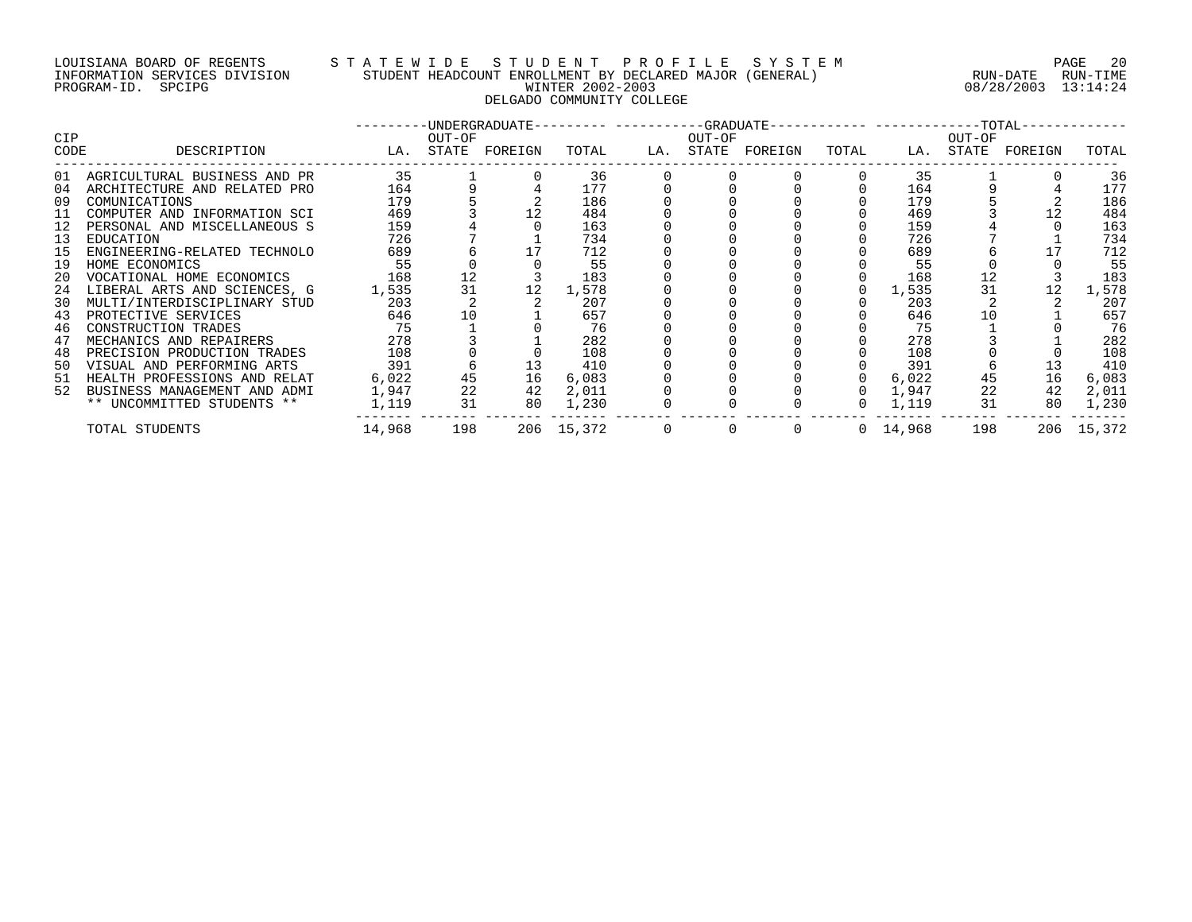LOUISIANA BOARD OF REGENTS
INFORMATION SERVICES DIVISION
PROGRAM-ID. SPCIPG

# STATEWIDE STUDENT PROFILE SYSTEM

## STUDENT HEADCOUNT ENROLLMENT BY DECLARED MAJOR (GENERAL)

### WINTER 2002-2003

### DELGADO COMMUNITY COLLEGE

RUN-DATE 08/28/2003 RUN-TIME 13:14:24

| CIP CODE | DESCRIPTION | UNDERGRADUATE LA. | UNDERGRADUATE OUT-OF STATE | UNDERGRADUATE FOREIGN | UNDERGRADUATE TOTAL | GRADUATE LA. | GRADUATE OUT-OF STATE | GRADUATE FOREIGN | GRADUATE TOTAL | TOTAL LA. | TOTAL OUT-OF STATE | TOTAL FOREIGN | TOTAL TOTAL |
|---|---|---|---|---|---|---|---|---|---|---|---|---|---|
| 01 | AGRICULTURAL BUSINESS AND PR | 35 | 1 | 0 | 36 | 0 | 0 | 0 | 0 | 35 | 1 | 0 | 36 |
| 04 | ARCHITECTURE AND RELATED PRO | 164 | 9 | 4 | 177 | 0 | 0 | 0 | 0 | 164 | 9 | 4 | 177 |
| 09 | COMUNICATIONS | 179 | 5 | 2 | 186 | 0 | 0 | 0 | 0 | 179 | 5 | 2 | 186 |
| 11 | COMPUTER AND INFORMATION SCI | 469 | 3 | 12 | 484 | 0 | 0 | 0 | 0 | 469 | 3 | 12 | 484 |
| 12 | PERSONAL AND MISCELLANEOUS S | 159 | 4 | 0 | 163 | 0 | 0 | 0 | 0 | 159 | 4 | 0 | 163 |
| 13 | EDUCATION | 726 | 7 | 1 | 734 | 0 | 0 | 0 | 0 | 726 | 7 | 1 | 734 |
| 15 | ENGINEERING-RELATED TECHNOLO | 689 | 6 | 17 | 712 | 0 | 0 | 0 | 0 | 689 | 6 | 17 | 712 |
| 19 | HOME ECONOMICS | 55 | 0 | 0 | 55 | 0 | 0 | 0 | 0 | 55 | 0 | 0 | 55 |
| 20 | VOCATIONAL HOME ECONOMICS | 168 | 12 | 3 | 183 | 0 | 0 | 0 | 0 | 168 | 12 | 3 | 183 |
| 24 | LIBERAL ARTS AND SCIENCES, G | 1,535 | 31 | 12 | 1,578 | 0 | 0 | 0 | 0 | 1,535 | 31 | 12 | 1,578 |
| 30 | MULTI/INTERDISCIPLINARY STUD | 203 | 2 | 2 | 207 | 0 | 0 | 0 | 0 | 203 | 2 | 2 | 207 |
| 43 | PROTECTIVE SERVICES | 646 | 10 | 1 | 657 | 0 | 0 | 0 | 0 | 646 | 10 | 1 | 657 |
| 46 | CONSTRUCTION TRADES | 75 | 1 | 0 | 76 | 0 | 0 | 0 | 0 | 75 | 1 | 0 | 76 |
| 47 | MECHANICS AND REPAIRERS | 278 | 3 | 1 | 282 | 0 | 0 | 0 | 0 | 278 | 3 | 1 | 282 |
| 48 | PRECISION PRODUCTION TRADES | 108 | 0 | 0 | 108 | 0 | 0 | 0 | 0 | 108 | 0 | 0 | 108 |
| 50 | VISUAL AND PERFORMING ARTS | 391 | 6 | 13 | 410 | 0 | 0 | 0 | 0 | 391 | 6 | 13 | 410 |
| 51 | HEALTH PROFESSIONS AND RELAT | 6,022 | 45 | 16 | 6,083 | 0 | 0 | 0 | 0 | 6,022 | 45 | 16 | 6,083 |
| 52 | BUSINESS MANAGEMENT AND ADMI | 1,947 | 22 | 42 | 2,011 | 0 | 0 | 0 | 0 | 1,947 | 22 | 42 | 2,011 |
| | ** UNCOMMITTED STUDENTS ** | 1,119 | 31 | 80 | 1,230 | 0 | 0 | 0 | 0 | 1,119 | 31 | 80 | 1,230 |
| | TOTAL STUDENTS | 14,968 | 198 | 206 | 15,372 | 0 | 0 | 0 | 0 | 14,968 | 198 | 206 | 15,372 |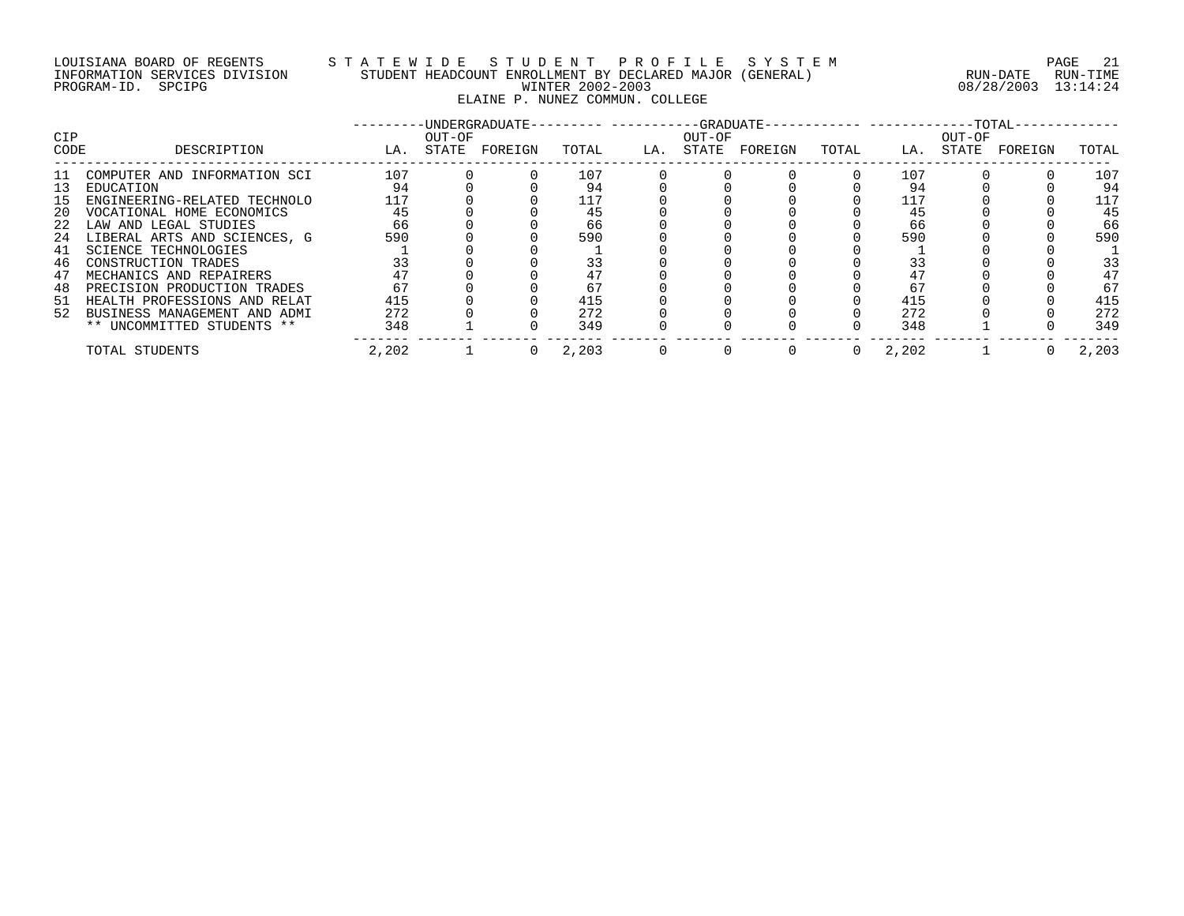LOUISIANA BOARD OF REGENTS — STATEWIDE STUDENT PROFILE SYSTEM
INFORMATION SERVICES DIVISION — STUDENT HEADCOUNT ENROLLMENT BY DECLARED MAJOR (GENERAL)
PROGRAM-ID. SPCIPG — WINTER 2002-2003

RUN-DATE 08/28/2003 RUN-TIME 13:14:24

## ELAINE P. NUNEZ COMMUN. COLLEGE

| CIP CODE | DESCRIPTION | UNDERGRADUATE | | | | GRADUATE | | | | TOTAL | | | |
|---|---|---|---|---|---|---|---|---|---|---|---|---|---|
| | | LA. | OUT-OF STATE | FOREIGN | TOTAL | LA. | OUT-OF STATE | FOREIGN | TOTAL | LA. | OUT-OF STATE | FOREIGN | TOTAL |
| 11 | COMPUTER AND INFORMATION SCI | 107 | 0 | 0 | 107 | 0 | 0 | 0 | 0 | 107 | 0 | 0 | 107 |
| 13 | EDUCATION | 94 | 0 | 0 | 94 | 0 | 0 | 0 | 0 | 94 | 0 | 0 | 94 |
| 15 | ENGINEERING-RELATED TECHNOLO | 117 | 0 | 0 | 117 | 0 | 0 | 0 | 0 | 117 | 0 | 0 | 117 |
| 20 | VOCATIONAL HOME ECONOMICS | 45 | 0 | 0 | 45 | 0 | 0 | 0 | 0 | 45 | 0 | 0 | 45 |
| 22 | LAW AND LEGAL STUDIES | 66 | 0 | 0 | 66 | 0 | 0 | 0 | 0 | 66 | 0 | 0 | 66 |
| 24 | LIBERAL ARTS AND SCIENCES, G | 590 | 0 | 0 | 590 | 0 | 0 | 0 | 0 | 590 | 0 | 0 | 590 |
| 41 | SCIENCE TECHNOLOGIES | 1 | 0 | 0 | 1 | 0 | 0 | 0 | 0 | 1 | 0 | 0 | 1 |
| 46 | CONSTRUCTION TRADES | 33 | 0 | 0 | 33 | 0 | 0 | 0 | 0 | 33 | 0 | 0 | 33 |
| 47 | MECHANICS AND REPAIRERS | 47 | 0 | 0 | 47 | 0 | 0 | 0 | 0 | 47 | 0 | 0 | 47 |
| 48 | PRECISION PRODUCTION TRADES | 67 | 0 | 0 | 67 | 0 | 0 | 0 | 0 | 67 | 0 | 0 | 67 |
| 51 | HEALTH PROFESSIONS AND RELAT | 415 | 0 | 0 | 415 | 0 | 0 | 0 | 0 | 415 | 0 | 0 | 415 |
| 52 | BUSINESS MANAGEMENT AND ADMI | 272 | 0 | 0 | 272 | 0 | 0 | 0 | 0 | 272 | 0 | 0 | 272 |
| | ** UNCOMMITTED STUDENTS ** | 348 | 1 | 0 | 349 | 0 | 0 | 0 | 0 | 348 | 1 | 0 | 349 |
| | TOTAL STUDENTS | 2,202 | 1 | 0 | 2,203 | 0 | 0 | 0 | 0 | 2,202 | 1 | 0 | 2,203 |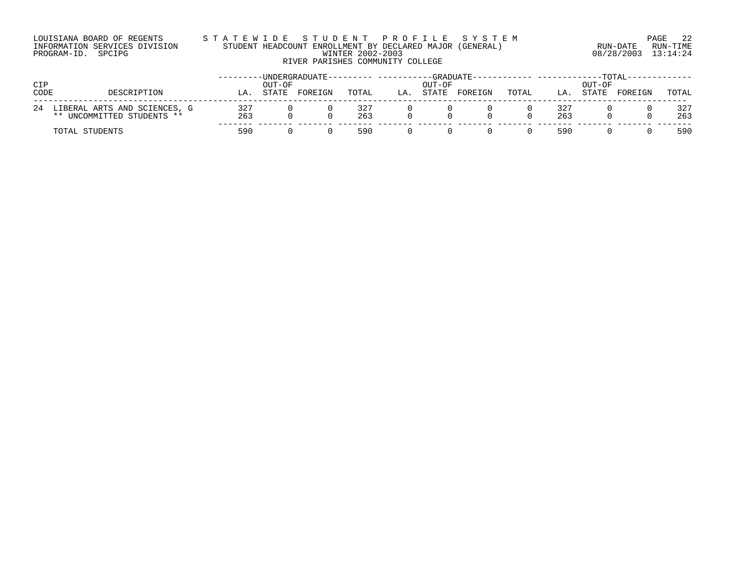LOUISIANA BOARD OF REGENTS
INFORMATION SERVICES DIVISION
PROGRAM-ID. SPCIPG

# S T A T E W I D E   S T U D E N T   P R O F I L E   S Y S T E M

## STUDENT HEADCOUNT ENROLLMENT BY DECLARED MAJOR (GENERAL)

### WINTER 2002-2003

### RIVER PARISHES COMMUNITY COLLEGE

RUN-DATE 08/28/2003 RUN-TIME 13:14:24

| CIP CODE | DESCRIPTION | UNDERGRADUATE | | | | GRADUATE | | | | TOTAL | | | |
|---|---|---|---|---|---|---|---|---|---|---|---|---|---|
| | | LA. | OUT-OF STATE | FOREIGN | TOTAL | LA. | OUT-OF STATE | FOREIGN | TOTAL | LA. | OUT-OF STATE | FOREIGN | TOTAL |
| 24 | LIBERAL ARTS AND SCIENCES, G | 327 | 0 | 0 | 327 | 0 | 0 | 0 | 0 | 327 | 0 | 0 | 327 |
| | ** UNCOMMITTED STUDENTS ** | 263 | 0 | 0 | 263 | 0 | 0 | 0 | 0 | 263 | 0 | 0 | 263 |
| | TOTAL STUDENTS | 590 | 0 | 0 | 590 | 0 | 0 | 0 | 0 | 590 | 0 | 0 | 590 |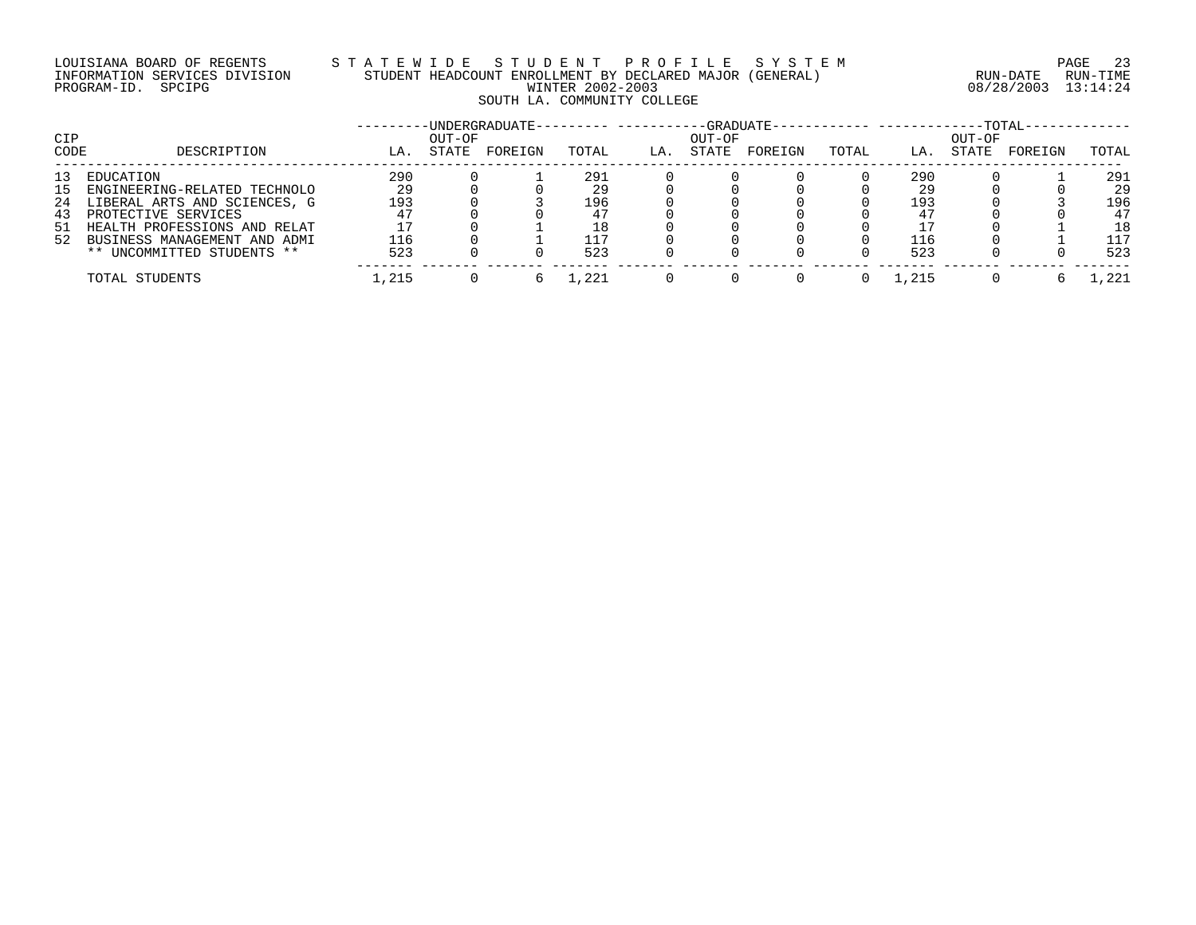LOUISIANA BOARD OF REGENTS — STATEWIDE STUDENT PROFILE SYSTEM
INFORMATION SERVICES DIVISION — STUDENT HEADCOUNT ENROLLMENT BY DECLARED MAJOR (GENERAL)
PROGRAM-ID. SPCIPG — WINTER 2002-2003
RUN-DATE 08/28/2003 RUN-TIME 13:14:24

# SOUTH LA. COMMUNITY COLLEGE

| CIP | | UNDERGRADUATE | | | | GRADUATE | | | | TOTAL | | | |
|---|---|---|---|---|---|---|---|---|---|---|---|---|---|
| CODE | DESCRIPTION | LA. | OUT-OF STATE | FOREIGN | TOTAL | LA. | OUT-OF STATE | FOREIGN | TOTAL | LA. | OUT-OF STATE | FOREIGN | TOTAL |
| 13 | EDUCATION | 290 | 0 | 1 | 291 | 0 | 0 | 0 | 0 | 290 | 0 | 1 | 291 |
| 15 | ENGINEERING-RELATED TECHNOLO | 29 | 0 | 0 | 29 | 0 | 0 | 0 | 0 | 29 | 0 | 0 | 29 |
| 24 | LIBERAL ARTS AND SCIENCES, G | 193 | 0 | 3 | 196 | 0 | 0 | 0 | 0 | 193 | 0 | 3 | 196 |
| 43 | PROTECTIVE SERVICES | 47 | 0 | 0 | 47 | 0 | 0 | 0 | 0 | 47 | 0 | 0 | 47 |
| 51 | HEALTH PROFESSIONS AND RELAT | 17 | 0 | 1 | 18 | 0 | 0 | 0 | 0 | 17 | 0 | 1 | 18 |
| 52 | BUSINESS MANAGEMENT AND ADMI | 116 | 0 | 1 | 117 | 0 | 0 | 0 | 0 | 116 | 0 | 1 | 117 |
| | ** UNCOMMITTED STUDENTS ** | 523 | 0 | 0 | 523 | 0 | 0 | 0 | 0 | 523 | 0 | 0 | 523 |
| | TOTAL STUDENTS | 1,215 | 0 | 6 | 1,221 | 0 | 0 | 0 | 0 | 1,215 | 0 | 6 | 1,221 |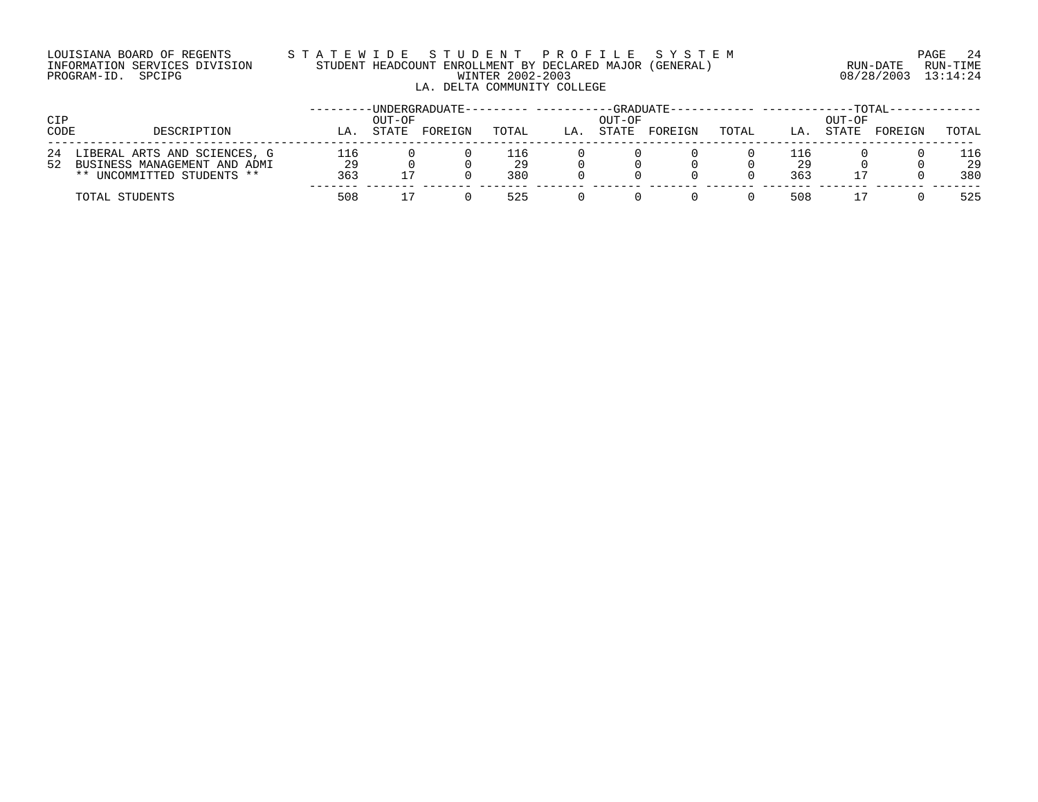LOUISIANA BOARD OF REGENTS
INFORMATION SERVICES DIVISION
PROGRAM-ID. SPCIPG

STATEWIDE STUDENT PROFILE SYSTEM
STUDENT HEADCOUNT ENROLLMENT BY DECLARED MAJOR (GENERAL)
WINTER 2002-2003
LA. DELTA COMMUNITY COLLEGE

RUN-DATE 08/28/2003 RUN-TIME 13:14:24

| CIP CODE | DESCRIPTION | UNDERGRADUATE | | | | GRADUATE | | | | TOTAL | | | |
|---|---|---|---|---|---|---|---|---|---|---|---|---|---|
| | | LA. | OUT-OF STATE | FOREIGN | TOTAL | LA. | OUT-OF STATE | FOREIGN | TOTAL | LA. | OUT-OF STATE | FOREIGN | TOTAL |
| 24 | LIBERAL ARTS AND SCIENCES, G | 116 | 0 | 0 | 116 | 0 | 0 | 0 | 0 | 116 | 0 | 0 | 116 |
| 52 | BUSINESS MANAGEMENT AND ADMI | 29 | 0 | 0 | 29 | 0 | 0 | 0 | 0 | 29 | 0 | 0 | 29 |
| | ** UNCOMMITTED STUDENTS ** | 363 | 17 | 0 | 380 | 0 | 0 | 0 | 0 | 363 | 17 | 0 | 380 |
| | TOTAL STUDENTS | 508 | 17 | 0 | 525 | 0 | 0 | 0 | 0 | 508 | 17 | 0 | 525 |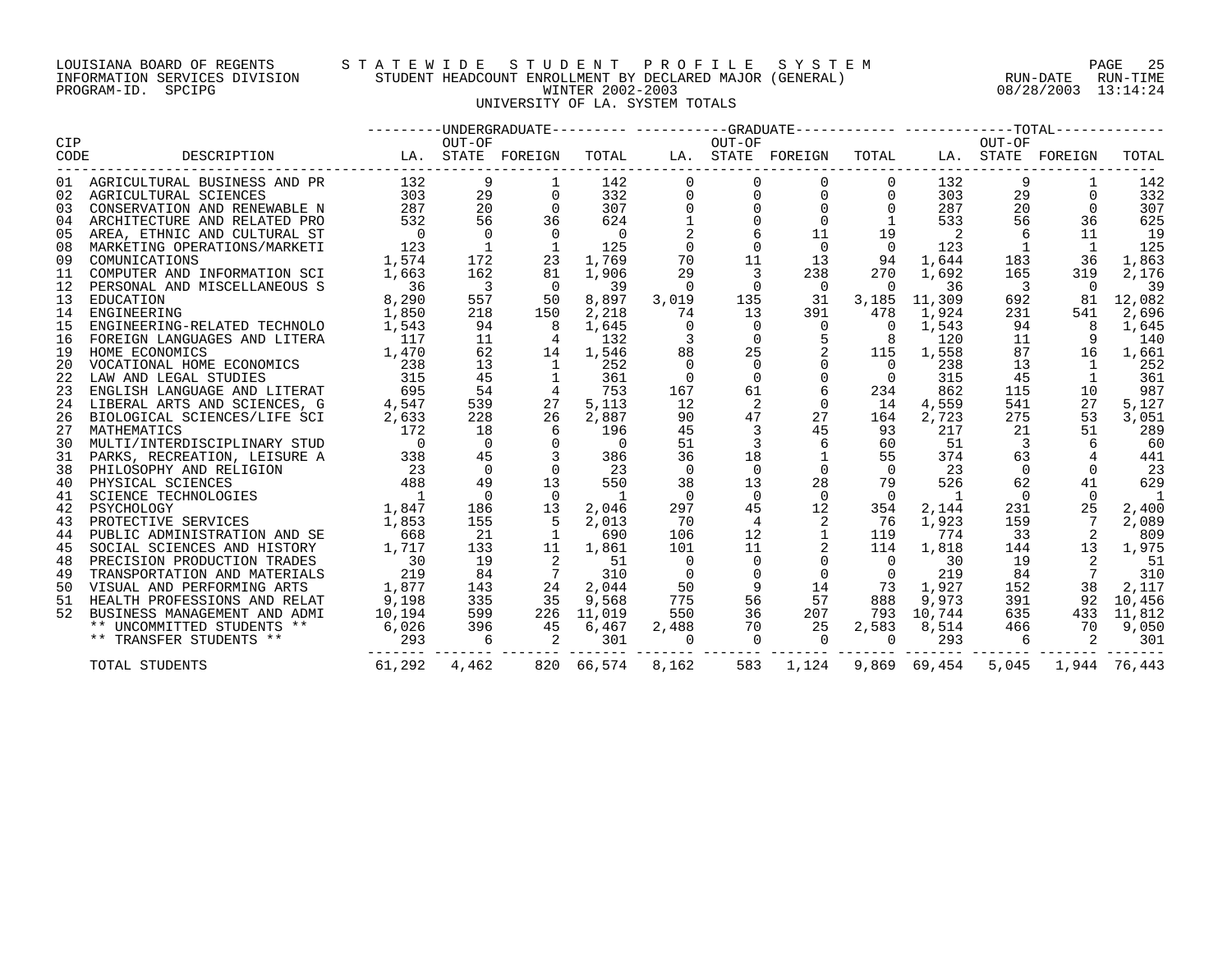LOUISIANA BOARD OF REGENTS
INFORMATION SERVICES DIVISION
PROGRAM-ID. SPCIPG

# STATEWIDE STUDENT PROFILE SYSTEM

## STUDENT HEADCOUNT ENROLLMENT BY DECLARED MAJOR (GENERAL)

WINTER 2002-2003

UNIVERSITY OF LA. SYSTEM TOTALS

RUN-DATE 08/28/2003 RUN-TIME 13:14:24

| CIP CODE | DESCRIPTION | UNDERGRADUATE LA. | UNDERGRADUATE OUT-OF STATE | UNDERGRADUATE FOREIGN | UNDERGRADUATE TOTAL | GRADUATE LA. | GRADUATE OUT-OF STATE | GRADUATE FOREIGN | GRADUATE TOTAL | TOTAL LA. | TOTAL OUT-OF STATE | TOTAL FOREIGN | TOTAL TOTAL |
|---|---|---|---|---|---|---|---|---|---|---|---|---|---|
| 01 | AGRICULTURAL BUSINESS AND PR | 132 | 9 | 1 | 142 | 0 | 0 | 0 | 0 | 132 | 9 | 1 | 142 |
| 02 | AGRICULTURAL SCIENCES | 303 | 29 | 0 | 332 | 0 | 0 | 0 | 0 | 303 | 29 | 0 | 332 |
| 03 | CONSERVATION AND RENEWABLE N | 287 | 20 | 0 | 307 | 0 | 0 | 0 | 0 | 287 | 20 | 0 | 307 |
| 04 | ARCHITECTURE AND RELATED PRO | 532 | 56 | 36 | 624 | 1 | 0 | 0 | 1 | 533 | 56 | 36 | 625 |
| 05 | AREA, ETHNIC AND CULTURAL ST | 0 | 0 | 0 | 0 | 2 | 6 | 11 | 19 | 2 | 6 | 11 | 19 |
| 08 | MARKETING OPERATIONS/MARKETI | 123 | 1 | 1 | 125 | 0 | 0 | 0 | 0 | 123 | 1 | 1 | 125 |
| 09 | COMUNICATIONS | 1,574 | 172 | 23 | 1,769 | 70 | 11 | 13 | 94 | 1,644 | 183 | 36 | 1,863 |
| 11 | COMPUTER AND INFORMATION SCI | 1,663 | 162 | 81 | 1,906 | 29 | 3 | 238 | 270 | 1,692 | 165 | 319 | 2,176 |
| 12 | PERSONAL AND MISCELLANEOUS S | 36 | 3 | 0 | 39 | 0 | 0 | 0 | 0 | 36 | 3 | 0 | 39 |
| 13 | EDUCATION | 8,290 | 557 | 50 | 8,897 | 3,019 | 135 | 31 | 3,185 | 11,309 | 692 | 81 | 12,082 |
| 14 | ENGINEERING | 1,850 | 218 | 150 | 2,218 | 74 | 13 | 391 | 478 | 1,924 | 231 | 541 | 2,696 |
| 15 | ENGINEERING-RELATED TECHNOLO | 1,543 | 94 | 8 | 1,645 | 0 | 0 | 0 | 0 | 1,543 | 94 | 8 | 1,645 |
| 16 | FOREIGN LANGUAGES AND LITERA | 117 | 11 | 4 | 132 | 3 | 0 | 5 | 8 | 120 | 11 | 9 | 140 |
| 19 | HOME ECONOMICS | 1,470 | 62 | 14 | 1,546 | 88 | 25 | 2 | 115 | 1,558 | 87 | 16 | 1,661 |
| 20 | VOCATIONAL HOME ECONOMICS | 238 | 13 | 1 | 252 | 0 | 0 | 0 | 0 | 238 | 13 | 1 | 252 |
| 22 | LAW AND LEGAL STUDIES | 315 | 45 | 1 | 361 | 0 | 0 | 0 | 0 | 315 | 45 | 1 | 361 |
| 23 | ENGLISH LANGUAGE AND LITERAT | 695 | 54 | 4 | 753 | 167 | 61 | 6 | 234 | 862 | 115 | 10 | 987 |
| 24 | LIBERAL ARTS AND SCIENCES, G | 4,547 | 539 | 27 | 5,113 | 12 | 2 | 0 | 14 | 4,559 | 541 | 27 | 5,127 |
| 26 | BIOLOGICAL SCIENCES/LIFE SCI | 2,633 | 228 | 26 | 2,887 | 90 | 47 | 27 | 164 | 2,723 | 275 | 53 | 3,051 |
| 27 | MATHEMATICS | 172 | 18 | 6 | 196 | 45 | 3 | 45 | 93 | 217 | 21 | 51 | 289 |
| 30 | MULTI/INTERDISCIPLINARY STUD | 0 | 0 | 0 | 0 | 51 | 3 | 6 | 60 | 51 | 3 | 6 | 60 |
| 31 | PARKS, RECREATION, LEISURE A | 338 | 45 | 3 | 386 | 36 | 18 | 1 | 55 | 374 | 63 | 4 | 441 |
| 38 | PHILOSOPHY AND RELIGION | 23 | 0 | 0 | 23 | 0 | 0 | 0 | 0 | 23 | 0 | 0 | 23 |
| 40 | PHYSICAL SCIENCES | 488 | 49 | 13 | 550 | 38 | 13 | 28 | 79 | 526 | 62 | 41 | 629 |
| 41 | SCIENCE TECHNOLOGIES | 1 | 0 | 0 | 1 | 0 | 0 | 0 | 0 | 1 | 0 | 0 | 1 |
| 42 | PSYCHOLOGY | 1,847 | 186 | 13 | 2,046 | 297 | 45 | 12 | 354 | 2,144 | 231 | 25 | 2,400 |
| 43 | PROTECTIVE SERVICES | 1,853 | 155 | 5 | 2,013 | 70 | 4 | 2 | 76 | 1,923 | 159 | 7 | 2,089 |
| 44 | PUBLIC ADMINISTRATION AND SE | 668 | 21 | 1 | 690 | 106 | 12 | 1 | 119 | 774 | 33 | 2 | 809 |
| 45 | SOCIAL SCIENCES AND HISTORY | 1,717 | 133 | 11 | 1,861 | 101 | 11 | 2 | 114 | 1,818 | 144 | 13 | 1,975 |
| 48 | PRECISION PRODUCTION TRADES | 30 | 19 | 2 | 51 | 0 | 0 | 0 | 0 | 30 | 19 | 2 | 51 |
| 49 | TRANSPORTATION AND MATERIALS | 219 | 84 | 7 | 310 | 0 | 0 | 0 | 0 | 219 | 84 | 7 | 310 |
| 50 | VISUAL AND PERFORMING ARTS | 1,877 | 143 | 24 | 2,044 | 50 | 9 | 14 | 73 | 1,927 | 152 | 38 | 2,117 |
| 51 | HEALTH PROFESSIONS AND RELAT | 9,198 | 335 | 35 | 9,568 | 775 | 56 | 57 | 888 | 9,973 | 391 | 92 | 10,456 |
| 52 | BUSINESS MANAGEMENT AND ADMI | 10,194 | 599 | 226 | 11,019 | 550 | 36 | 207 | 793 | 10,744 | 635 | 433 | 11,812 |
| | ** UNCOMMITTED STUDENTS ** | 6,026 | 396 | 45 | 6,467 | 2,488 | 70 | 25 | 2,583 | 8,514 | 466 | 70 | 9,050 |
| | ** TRANSFER STUDENTS ** | 293 | 6 | 2 | 301 | 0 | 0 | 0 | 0 | 293 | 6 | 2 | 301 |
| | TOTAL STUDENTS | 61,292 | 4,462 | 820 | 66,574 | 8,162 | 583 | 1,124 | 9,869 | 69,454 | 5,045 | 1,944 | 76,443 |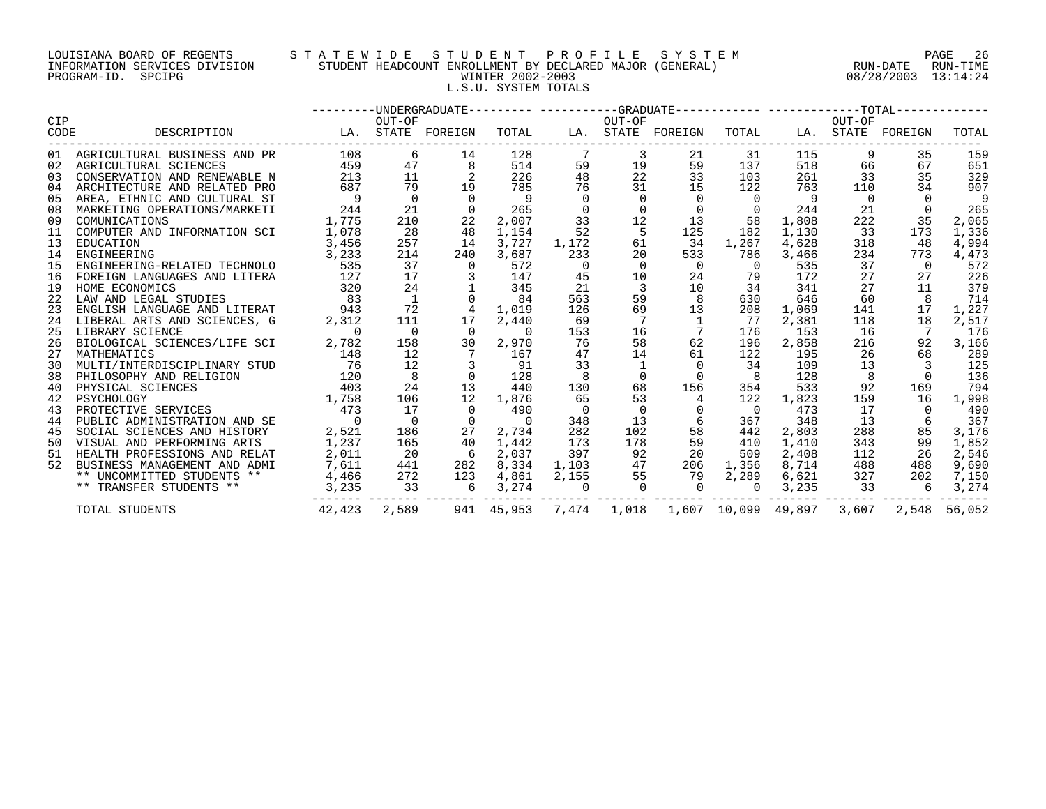LOUISIANA BOARD OF REGENTS
INFORMATION SERVICES DIVISION
PROGRAM-ID. SPCIPG

# STATEWIDE STUDENT PROFILE SYSTEM

## STUDENT HEADCOUNT ENROLLMENT BY DECLARED MAJOR (GENERAL)

WINTER 2002-2003

L.S.U. SYSTEM TOTALS

RUN-DATE 08/28/2003 RUN-TIME 13:14:24

| CIP CODE | DESCRIPTION | UNDERGRADUATE LA. | UNDERGRADUATE OUT-OF STATE | UNDERGRADUATE FOREIGN | UNDERGRADUATE TOTAL | GRADUATE LA. | GRADUATE OUT-OF STATE | GRADUATE FOREIGN | GRADUATE TOTAL | TOTAL LA. | TOTAL OUT-OF STATE | TOTAL FOREIGN | TOTAL TOTAL |
|---|---|---|---|---|---|---|---|---|---|---|---|---|---|
| 01 | AGRICULTURAL BUSINESS AND PR | 108 | 6 | 14 | 128 | 7 | 3 | 21 | 31 | 115 | 9 | 35 | 159 |
| 02 | AGRICULTURAL SCIENCES | 459 | 47 | 8 | 514 | 59 | 19 | 59 | 137 | 518 | 66 | 67 | 651 |
| 03 | CONSERVATION AND RENEWABLE N | 213 | 11 | 2 | 226 | 48 | 22 | 33 | 103 | 261 | 33 | 35 | 329 |
| 04 | ARCHITECTURE AND RELATED PRO | 687 | 79 | 19 | 785 | 76 | 31 | 15 | 122 | 763 | 110 | 34 | 907 |
| 05 | AREA, ETHNIC AND CULTURAL ST | 9 | 0 | 0 | 9 | 0 | 0 | 0 | 0 | 9 | 0 | 0 | 9 |
| 08 | MARKETING OPERATIONS/MARKETI | 244 | 21 | 0 | 265 | 0 | 0 | 0 | 0 | 244 | 21 | 0 | 265 |
| 09 | COMUNICATIONS | 1,775 | 210 | 22 | 2,007 | 33 | 12 | 13 | 58 | 1,808 | 222 | 35 | 2,065 |
| 11 | COMPUTER AND INFORMATION SCI | 1,078 | 28 | 48 | 1,154 | 52 | 5 | 125 | 182 | 1,130 | 33 | 173 | 1,336 |
| 13 | EDUCATION | 3,456 | 257 | 14 | 3,727 | 1,172 | 61 | 34 | 1,267 | 4,628 | 318 | 48 | 4,994 |
| 14 | ENGINEERING | 3,233 | 214 | 240 | 3,687 | 233 | 20 | 533 | 786 | 3,466 | 234 | 773 | 4,473 |
| 15 | ENGINEERING-RELATED TECHNOLO | 535 | 37 | 0 | 572 | 0 | 0 | 0 | 0 | 535 | 37 | 0 | 572 |
| 16 | FOREIGN LANGUAGES AND LITERA | 127 | 17 | 3 | 147 | 45 | 10 | 24 | 79 | 172 | 27 | 27 | 226 |
| 19 | HOME ECONOMICS | 320 | 24 | 1 | 345 | 21 | 3 | 10 | 34 | 341 | 27 | 11 | 379 |
| 22 | LAW AND LEGAL STUDIES | 83 | 1 | 0 | 84 | 563 | 59 | 8 | 630 | 646 | 60 | 8 | 714 |
| 23 | ENGLISH LANGUAGE AND LITERAT | 943 | 72 | 4 | 1,019 | 126 | 69 | 13 | 208 | 1,069 | 141 | 17 | 1,227 |
| 24 | LIBERAL ARTS AND SCIENCES, G | 2,312 | 111 | 17 | 2,440 | 69 | 7 | 1 | 77 | 2,381 | 118 | 18 | 2,517 |
| 25 | LIBRARY SCIENCE | 0 | 0 | 0 | 0 | 153 | 16 | 7 | 176 | 153 | 16 | 7 | 176 |
| 26 | BIOLOGICAL SCIENCES/LIFE SCI | 2,782 | 158 | 30 | 2,970 | 76 | 58 | 62 | 196 | 2,858 | 216 | 92 | 3,166 |
| 27 | MATHEMATICS | 148 | 12 | 7 | 167 | 47 | 14 | 61 | 122 | 195 | 26 | 68 | 289 |
| 30 | MULTI/INTERDISCIPLINARY STUD | 76 | 12 | 3 | 91 | 33 | 1 | 0 | 34 | 109 | 13 | 3 | 125 |
| 38 | PHILOSOPHY AND RELIGION | 120 | 8 | 0 | 128 | 8 | 0 | 0 | 8 | 128 | 8 | 0 | 136 |
| 40 | PHYSICAL SCIENCES | 403 | 24 | 13 | 440 | 130 | 68 | 156 | 354 | 533 | 92 | 169 | 794 |
| 42 | PSYCHOLOGY | 1,758 | 106 | 12 | 1,876 | 65 | 53 | 4 | 122 | 1,823 | 159 | 16 | 1,998 |
| 43 | PROTECTIVE SERVICES | 473 | 17 | 0 | 490 | 0 | 0 | 0 | 0 | 473 | 17 | 0 | 490 |
| 44 | PUBLIC ADMINISTRATION AND SE | 0 | 0 | 0 | 0 | 348 | 13 | 6 | 367 | 348 | 13 | 6 | 367 |
| 45 | SOCIAL SCIENCES AND HISTORY | 2,521 | 186 | 27 | 2,734 | 282 | 102 | 58 | 442 | 2,803 | 288 | 85 | 3,176 |
| 50 | VISUAL AND PERFORMING ARTS | 1,237 | 165 | 40 | 1,442 | 173 | 178 | 59 | 410 | 1,410 | 343 | 99 | 1,852 |
| 51 | HEALTH PROFESSIONS AND RELAT | 2,011 | 20 | 6 | 2,037 | 397 | 92 | 20 | 509 | 2,408 | 112 | 26 | 2,546 |
| 52 | BUSINESS MANAGEMENT AND ADMI | 7,611 | 441 | 282 | 8,334 | 1,103 | 47 | 206 | 1,356 | 8,714 | 488 | 488 | 9,690 |
| | ** UNCOMMITTED STUDENTS ** | 4,466 | 272 | 123 | 4,861 | 2,155 | 55 | 79 | 2,289 | 6,621 | 327 | 202 | 7,150 |
| | ** TRANSFER STUDENTS ** | 3,235 | 33 | 6 | 3,274 | 0 | 0 | 0 | 0 | 3,235 | 33 | 6 | 3,274 |
| | TOTAL STUDENTS | 42,423 | 2,589 | 941 | 45,953 | 7,474 | 1,018 | 1,607 | 10,099 | 49,897 | 3,607 | 2,548 | 56,052 |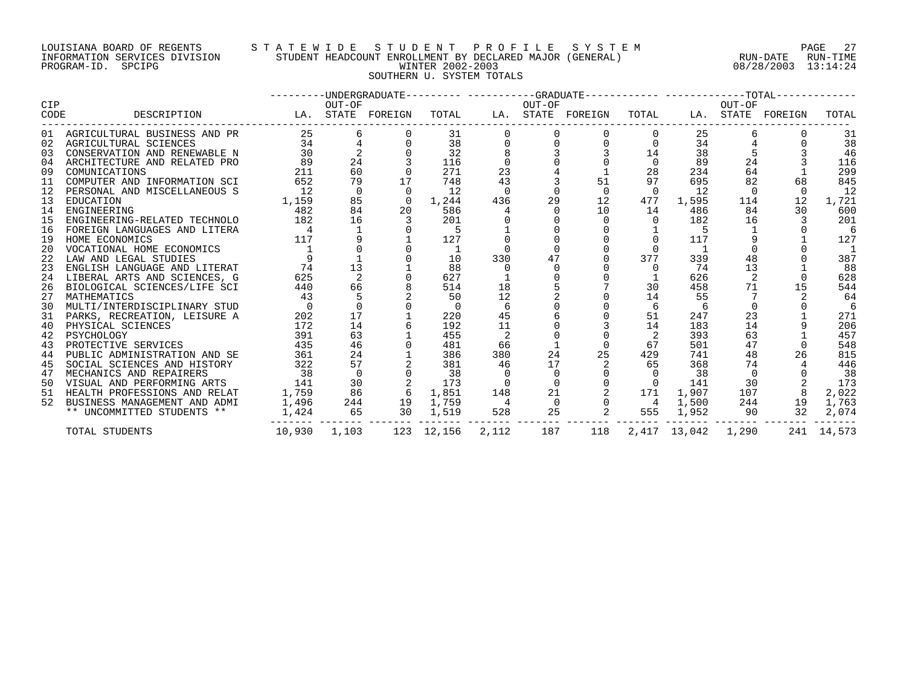LOUISIANA BOARD OF REGENTS — STATEWIDE STUDENT PROFILE SYSTEM
INFORMATION SERVICES DIVISION — STUDENT HEADCOUNT ENROLLMENT BY DECLARED MAJOR (GENERAL)
PROGRAM-ID. SPCIPG — WINTER 2002-2003 — RUN-DATE 08/28/2003 RUN-TIME 13:14:24

SOUTHERN U. SYSTEM TOTALS

| CIP CODE | DESCRIPTION | UNDERGRADUATE LA. | UNDERGRADUATE OUT-OF STATE | UNDERGRADUATE FOREIGN | UNDERGRADUATE TOTAL | GRADUATE LA. | GRADUATE OUT-OF STATE | GRADUATE FOREIGN | GRADUATE TOTAL | TOTAL LA. | TOTAL OUT-OF STATE | TOTAL FOREIGN | TOTAL TOTAL |
|---|---|---|---|---|---|---|---|---|---|---|---|---|---|
| 01 | AGRICULTURAL BUSINESS AND PR | 25 | 6 | 0 | 31 | 0 | 0 | 0 | 0 | 25 | 6 | 0 | 31 |
| 02 | AGRICULTURAL SCIENCES | 34 | 4 | 0 | 38 | 0 | 0 | 0 | 0 | 34 | 4 | 0 | 38 |
| 03 | CONSERVATION AND RENEWABLE N | 30 | 2 | 0 | 32 | 8 | 3 | 3 | 14 | 38 | 5 | 3 | 46 |
| 04 | ARCHITECTURE AND RELATED PRO | 89 | 24 | 3 | 116 | 0 | 0 | 0 | 0 | 89 | 24 | 3 | 116 |
| 09 | COMUNICATIONS | 211 | 60 | 0 | 271 | 23 | 4 | 1 | 28 | 234 | 64 | 1 | 299 |
| 11 | COMPUTER AND INFORMATION SCI | 652 | 79 | 17 | 748 | 43 | 3 | 51 | 97 | 695 | 82 | 68 | 845 |
| 12 | PERSONAL AND MISCELLANEOUS S | 12 | 0 | 0 | 12 | 0 | 0 | 0 | 0 | 12 | 0 | 0 | 12 |
| 13 | EDUCATION | 1,159 | 85 | 0 | 1,244 | 436 | 29 | 12 | 477 | 1,595 | 114 | 12 | 1,721 |
| 14 | ENGINEERING | 482 | 84 | 20 | 586 | 4 | 0 | 10 | 14 | 486 | 84 | 30 | 600 |
| 15 | ENGINEERING-RELATED TECHNOLO | 182 | 16 | 3 | 201 | 0 | 0 | 0 | 0 | 182 | 16 | 3 | 201 |
| 16 | FOREIGN LANGUAGES AND LITERA | 4 | 1 | 0 | 5 | 1 | 0 | 0 | 1 | 5 | 1 | 0 | 6 |
| 19 | HOME ECONOMICS | 117 | 9 | 1 | 127 | 0 | 0 | 0 | 0 | 117 | 9 | 1 | 127 |
| 20 | VOCATIONAL HOME ECONOMICS | 1 | 0 | 0 | 1 | 0 | 0 | 0 | 0 | 1 | 0 | 0 | 1 |
| 22 | LAW AND LEGAL STUDIES | 9 | 1 | 0 | 10 | 330 | 47 | 0 | 377 | 339 | 48 | 0 | 387 |
| 23 | ENGLISH LANGUAGE AND LITERAT | 74 | 13 | 1 | 88 | 0 | 0 | 0 | 0 | 74 | 13 | 1 | 88 |
| 24 | LIBERAL ARTS AND SCIENCES, G | 625 | 2 | 0 | 627 | 1 | 0 | 0 | 1 | 626 | 2 | 0 | 628 |
| 26 | BIOLOGICAL SCIENCES/LIFE SCI | 440 | 66 | 8 | 514 | 18 | 5 | 7 | 30 | 458 | 71 | 15 | 544 |
| 27 | MATHEMATICS | 43 | 5 | 2 | 50 | 12 | 2 | 0 | 14 | 55 | 7 | 2 | 64 |
| 30 | MULTI/INTERDISCIPLINARY STUD | 0 | 0 | 0 | 0 | 6 | 0 | 0 | 6 | 6 | 0 | 0 | 6 |
| 31 | PARKS, RECREATION, LEISURE A | 202 | 17 | 1 | 220 | 45 | 6 | 0 | 51 | 247 | 23 | 1 | 271 |
| 40 | PHYSICAL SCIENCES | 172 | 14 | 6 | 192 | 11 | 0 | 3 | 14 | 183 | 14 | 9 | 206 |
| 42 | PSYCHOLOGY | 391 | 63 | 1 | 455 | 2 | 0 | 0 | 2 | 393 | 63 | 1 | 457 |
| 43 | PROTECTIVE SERVICES | 435 | 46 | 0 | 481 | 66 | 1 | 0 | 67 | 501 | 47 | 0 | 548 |
| 44 | PUBLIC ADMINISTRATION AND SE | 361 | 24 | 1 | 386 | 380 | 24 | 25 | 429 | 741 | 48 | 26 | 815 |
| 45 | SOCIAL SCIENCES AND HISTORY | 322 | 57 | 2 | 381 | 46 | 17 | 2 | 65 | 368 | 74 | 4 | 446 |
| 47 | MECHANICS AND REPAIRERS | 38 | 0 | 0 | 38 | 0 | 0 | 0 | 0 | 38 | 0 | 0 | 38 |
| 50 | VISUAL AND PERFORMING ARTS | 141 | 30 | 2 | 173 | 0 | 0 | 0 | 0 | 141 | 30 | 2 | 173 |
| 51 | HEALTH PROFESSIONS AND RELAT | 1,759 | 86 | 6 | 1,851 | 148 | 21 | 2 | 171 | 1,907 | 107 | 8 | 2,022 |
| 52 | BUSINESS MANAGEMENT AND ADMI | 1,496 | 244 | 19 | 1,759 | 4 | 0 | 0 | 4 | 1,500 | 244 | 19 | 1,763 |
| | ** UNCOMMITTED STUDENTS ** | 1,424 | 65 | 30 | 1,519 | 528 | 25 | 2 | 555 | 1,952 | 90 | 32 | 2,074 |
| | TOTAL STUDENTS | 10,930 | 1,103 | 123 | 12,156 | 2,112 | 187 | 118 | 2,417 | 13,042 | 1,290 | 241 | 14,573 |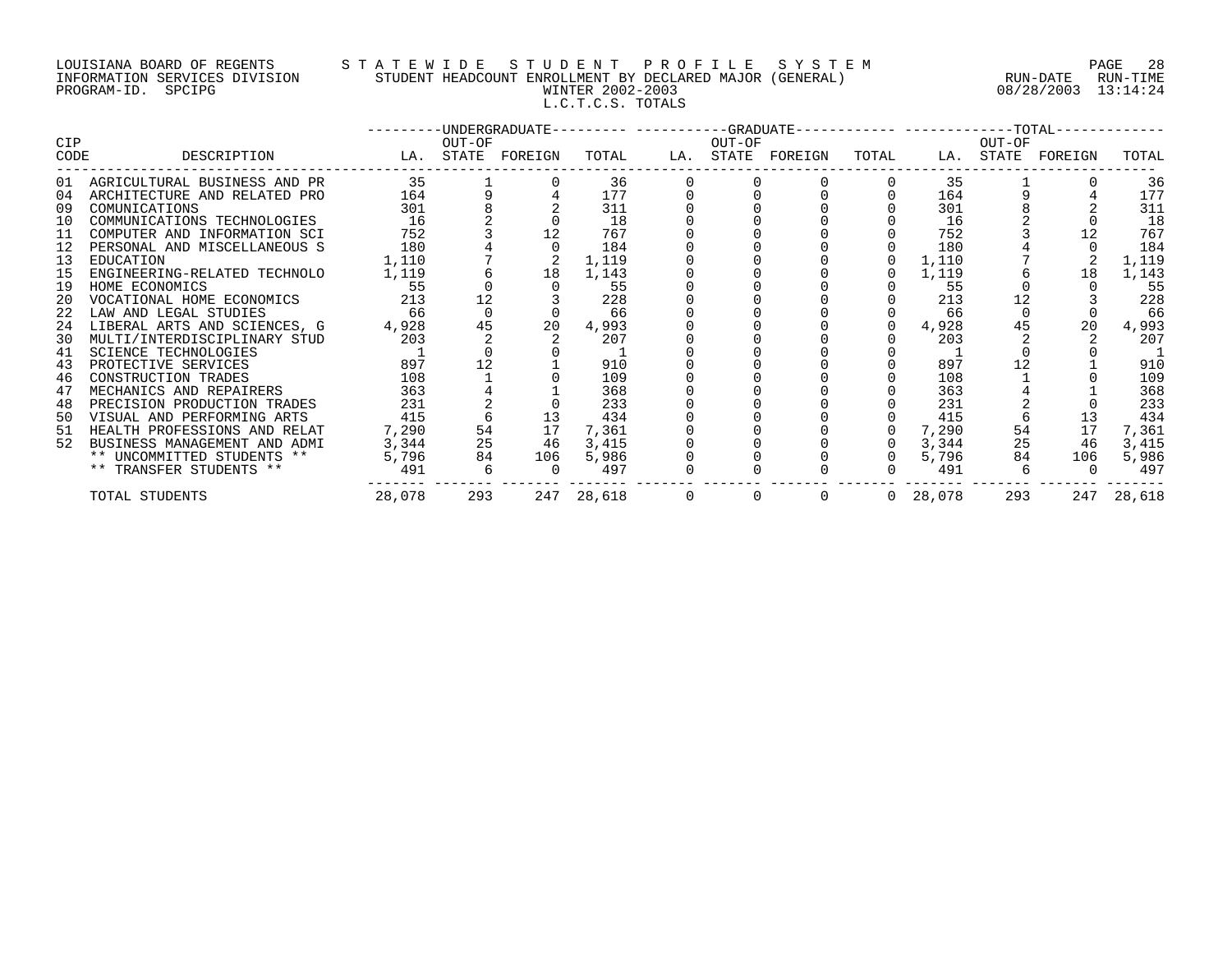LOUISIANA BOARD OF REGENTS — STATEWIDE STUDENT PROFILE SYSTEM
INFORMATION SERVICES DIVISION — STUDENT HEADCOUNT ENROLLMENT BY DECLARED MAJOR (GENERAL)
PROGRAM-ID. SPCIPG — WINTER 2002-2003 — RUN-DATE 08/28/2003 RUN-TIME 13:14:24

L.C.T.C.S. TOTALS

| CIP CODE | DESCRIPTION | UNDERGRADUATE LA. | UNDERGRADUATE OUT-OF STATE | UNDERGRADUATE FOREIGN | UNDERGRADUATE TOTAL | GRADUATE LA. | GRADUATE OUT-OF STATE | GRADUATE FOREIGN | GRADUATE TOTAL | TOTAL LA. | TOTAL OUT-OF STATE | TOTAL FOREIGN | TOTAL TOTAL |
|---|---|---|---|---|---|---|---|---|---|---|---|---|---|
| 01 | AGRICULTURAL BUSINESS AND PR | 35 | 1 | 0 | 36 | 0 | 0 | 0 | 0 | 35 | 1 | 0 | 36 |
| 04 | ARCHITECTURE AND RELATED PRO | 164 | 9 | 4 | 177 | 0 | 0 | 0 | 0 | 164 | 9 | 4 | 177 |
| 09 | COMUNICATIONS | 301 | 8 | 2 | 311 | 0 | 0 | 0 | 0 | 301 | 8 | 2 | 311 |
| 10 | COMMUNICATIONS TECHNOLOGIES | 16 | 2 | 0 | 18 | 0 | 0 | 0 | 0 | 16 | 2 | 0 | 18 |
| 11 | COMPUTER AND INFORMATION SCI | 752 | 3 | 12 | 767 | 0 | 0 | 0 | 0 | 752 | 3 | 12 | 767 |
| 12 | PERSONAL AND MISCELLANEOUS S | 180 | 4 | 0 | 184 | 0 | 0 | 0 | 0 | 180 | 4 | 0 | 184 |
| 13 | EDUCATION | 1,110 | 7 | 2 | 1,119 | 0 | 0 | 0 | 0 | 1,110 | 7 | 2 | 1,119 |
| 15 | ENGINEERING-RELATED TECHNOLO | 1,119 | 6 | 18 | 1,143 | 0 | 0 | 0 | 0 | 1,119 | 6 | 18 | 1,143 |
| 19 | HOME ECONOMICS | 55 | 0 | 0 | 55 | 0 | 0 | 0 | 0 | 55 | 0 | 0 | 55 |
| 20 | VOCATIONAL HOME ECONOMICS | 213 | 12 | 3 | 228 | 0 | 0 | 0 | 0 | 213 | 12 | 3 | 228 |
| 22 | LAW AND LEGAL STUDIES | 66 | 0 | 0 | 66 | 0 | 0 | 0 | 0 | 66 | 0 | 0 | 66 |
| 24 | LIBERAL ARTS AND SCIENCES, G | 4,928 | 45 | 20 | 4,993 | 0 | 0 | 0 | 0 | 4,928 | 45 | 20 | 4,993 |
| 30 | MULTI/INTERDISCIPLINARY STUD | 203 | 2 | 2 | 207 | 0 | 0 | 0 | 0 | 203 | 2 | 2 | 207 |
| 41 | SCIENCE TECHNOLOGIES | 1 | 0 | 0 | 1 | 0 | 0 | 0 | 0 | 1 | 0 | 0 | 1 |
| 43 | PROTECTIVE SERVICES | 897 | 12 | 1 | 910 | 0 | 0 | 0 | 0 | 897 | 12 | 1 | 910 |
| 46 | CONSTRUCTION TRADES | 108 | 1 | 0 | 109 | 0 | 0 | 0 | 0 | 108 | 1 | 0 | 109 |
| 47 | MECHANICS AND REPAIRERS | 363 | 4 | 1 | 368 | 0 | 0 | 0 | 0 | 363 | 4 | 1 | 368 |
| 48 | PRECISION PRODUCTION TRADES | 231 | 2 | 0 | 233 | 0 | 0 | 0 | 0 | 231 | 2 | 0 | 233 |
| 50 | VISUAL AND PERFORMING ARTS | 415 | 6 | 13 | 434 | 0 | 0 | 0 | 0 | 415 | 6 | 13 | 434 |
| 51 | HEALTH PROFESSIONS AND RELAT | 7,290 | 54 | 17 | 7,361 | 0 | 0 | 0 | 0 | 7,290 | 54 | 17 | 7,361 |
| 52 | BUSINESS MANAGEMENT AND ADMI | 3,344 | 25 | 46 | 3,415 | 0 | 0 | 0 | 0 | 3,344 | 25 | 46 | 3,415 |
| | ** UNCOMMITTED STUDENTS ** | 5,796 | 84 | 106 | 5,986 | 0 | 0 | 0 | 0 | 5,796 | 84 | 106 | 5,986 |
| | ** TRANSFER STUDENTS ** | 491 | 6 | 0 | 497 | 0 | 0 | 0 | 0 | 491 | 6 | 0 | 497 |
| | TOTAL STUDENTS | 28,078 | 293 | 247 | 28,618 | 0 | 0 | 0 | 0 | 28,078 | 293 | 247 | 28,618 |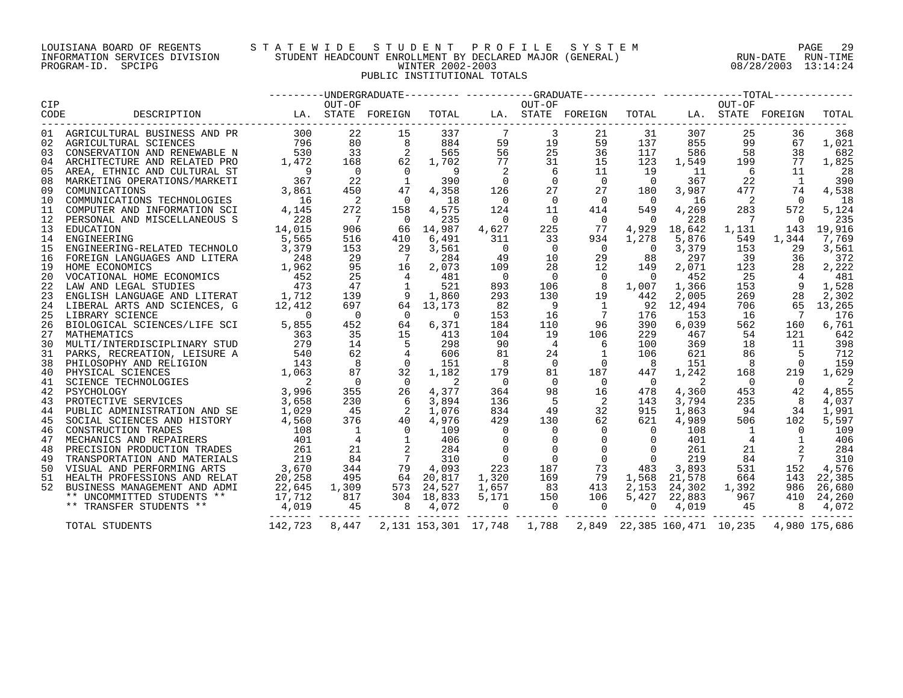LOUISIANA BOARD OF REGENTS — STATEWIDE STUDENT PROFILE SYSTEM
INFORMATION SERVICES DIVISION — STUDENT HEADCOUNT ENROLLMENT BY DECLARED MAJOR (GENERAL)
PROGRAM-ID. SPCIPG — WINTER 2002-2003
RUN-DATE 08/28/2003 RUN-TIME 13:14:24

PUBLIC INSTITUTIONAL TOTALS

| CIP CODE | DESCRIPTION | UNDERGRADUATE LA. | UNDERGRADUATE OUT-OF STATE | UNDERGRADUATE FOREIGN | UNDERGRADUATE TOTAL | GRADUATE LA. | GRADUATE OUT-OF STATE | GRADUATE FOREIGN | GRADUATE TOTAL | TOTAL LA. | TOTAL OUT-OF STATE | TOTAL FOREIGN | TOTAL TOTAL |
|---|---|---|---|---|---|---|---|---|---|---|---|---|---|
| 01 | AGRICULTURAL BUSINESS AND PR | 300 | 22 | 15 | 337 | 7 | 3 | 21 | 31 | 307 | 25 | 36 | 368 |
| 02 | AGRICULTURAL SCIENCES | 796 | 80 | 8 | 884 | 59 | 19 | 59 | 137 | 855 | 99 | 67 | 1,021 |
| 03 | CONSERVATION AND RENEWABLE N | 530 | 33 | 2 | 565 | 56 | 25 | 36 | 117 | 586 | 58 | 38 | 682 |
| 04 | ARCHITECTURE AND RELATED PRO | 1,472 | 168 | 62 | 1,702 | 77 | 31 | 15 | 123 | 1,549 | 199 | 77 | 1,825 |
| 05 | AREA, ETHNIC AND CULTURAL ST | 9 | 0 | 0 | 9 | 2 | 6 | 11 | 19 | 11 | 6 | 11 | 28 |
| 08 | MARKETING OPERATIONS/MARKETI | 367 | 22 | 1 | 390 | 0 | 0 | 0 | 0 | 367 | 22 | 1 | 390 |
| 09 | COMUNICATIONS | 3,861 | 450 | 47 | 4,358 | 126 | 27 | 27 | 180 | 3,987 | 477 | 74 | 4,538 |
| 10 | COMMUNICATIONS TECHNOLOGIES | 16 | 2 | 0 | 18 | 0 | 0 | 0 | 0 | 16 | 2 | 0 | 18 |
| 11 | COMPUTER AND INFORMATION SCI | 4,145 | 272 | 158 | 4,575 | 124 | 11 | 414 | 549 | 4,269 | 283 | 572 | 5,124 |
| 12 | PERSONAL AND MISCELLANEOUS S | 228 | 7 | 0 | 235 | 0 | 0 | 0 | 0 | 228 | 7 | 0 | 235 |
| 13 | EDUCATION | 14,015 | 906 | 66 | 14,987 | 4,627 | 225 | 77 | 4,929 | 18,642 | 1,131 | 143 | 19,916 |
| 14 | ENGINEERING | 5,565 | 516 | 410 | 6,491 | 311 | 33 | 934 | 1,278 | 5,876 | 549 | 1,344 | 7,769 |
| 15 | ENGINEERING-RELATED TECHNOLO | 3,379 | 153 | 29 | 3,561 | 0 | 0 | 0 | 0 | 3,379 | 153 | 29 | 3,561 |
| 16 | FOREIGN LANGUAGES AND LITERA | 248 | 29 | 7 | 284 | 49 | 10 | 29 | 88 | 297 | 39 | 36 | 372 |
| 19 | HOME ECONOMICS | 1,962 | 95 | 16 | 2,073 | 109 | 28 | 12 | 149 | 2,071 | 123 | 28 | 2,222 |
| 20 | VOCATIONAL HOME ECONOMICS | 452 | 25 | 4 | 481 | 0 | 0 | 0 | 0 | 452 | 25 | 4 | 481 |
| 22 | LAW AND LEGAL STUDIES | 473 | 47 | 1 | 521 | 893 | 106 | 8 | 1,007 | 1,366 | 153 | 9 | 1,528 |
| 23 | ENGLISH LANGUAGE AND LITERAT | 1,712 | 139 | 9 | 1,860 | 293 | 130 | 19 | 442 | 2,005 | 269 | 28 | 2,302 |
| 24 | LIBERAL ARTS AND SCIENCES, G | 12,412 | 697 | 64 | 13,173 | 82 | 9 | 1 | 92 | 12,494 | 706 | 65 | 13,265 |
| 25 | LIBRARY SCIENCE | 0 | 0 | 0 | 0 | 153 | 16 | 7 | 176 | 153 | 16 | 7 | 176 |
| 26 | BIOLOGICAL SCIENCES/LIFE SCI | 5,855 | 452 | 64 | 6,371 | 184 | 110 | 96 | 390 | 6,039 | 562 | 160 | 6,761 |
| 27 | MATHEMATICS | 363 | 35 | 15 | 413 | 104 | 19 | 106 | 229 | 467 | 54 | 121 | 642 |
| 30 | MULTI/INTERDISCIPLINARY STUD | 279 | 14 | 5 | 298 | 90 | 4 | 6 | 100 | 369 | 18 | 11 | 398 |
| 31 | PARKS, RECREATION, LEISURE A | 540 | 62 | 4 | 606 | 81 | 24 | 1 | 106 | 621 | 86 | 5 | 712 |
| 38 | PHILOSOPHY AND RELIGION | 143 | 8 | 0 | 151 | 8 | 0 | 0 | 8 | 151 | 8 | 0 | 159 |
| 40 | PHYSICAL SCIENCES | 1,063 | 87 | 32 | 1,182 | 179 | 81 | 187 | 447 | 1,242 | 168 | 219 | 1,629 |
| 41 | SCIENCE TECHNOLOGIES | 2 | 0 | 0 | 2 | 0 | 0 | 0 | 0 | 2 | 0 | 0 | 2 |
| 42 | PSYCHOLOGY | 3,996 | 355 | 26 | 4,377 | 364 | 98 | 16 | 478 | 4,360 | 453 | 42 | 4,855 |
| 43 | PROTECTIVE SERVICES | 3,658 | 230 | 6 | 3,894 | 136 | 5 | 2 | 143 | 3,794 | 235 | 8 | 4,037 |
| 44 | PUBLIC ADMINISTRATION AND SE | 1,029 | 45 | 2 | 1,076 | 834 | 49 | 32 | 915 | 1,863 | 94 | 34 | 1,991 |
| 45 | SOCIAL SCIENCES AND HISTORY | 4,560 | 376 | 40 | 4,976 | 429 | 130 | 62 | 621 | 4,989 | 506 | 102 | 5,597 |
| 46 | CONSTRUCTION TRADES | 108 | 1 | 0 | 109 | 0 | 0 | 0 | 0 | 108 | 1 | 0 | 109 |
| 47 | MECHANICS AND REPAIRERS | 401 | 4 | 1 | 406 | 0 | 0 | 0 | 0 | 401 | 4 | 1 | 406 |
| 48 | PRECISION PRODUCTION TRADES | 261 | 21 | 2 | 284 | 0 | 0 | 0 | 0 | 261 | 21 | 2 | 284 |
| 49 | TRANSPORTATION AND MATERIALS | 219 | 84 | 7 | 310 | 0 | 0 | 0 | 0 | 219 | 84 | 7 | 310 |
| 50 | VISUAL AND PERFORMING ARTS | 3,670 | 344 | 79 | 4,093 | 223 | 187 | 73 | 483 | 3,893 | 531 | 152 | 4,576 |
| 51 | HEALTH PROFESSIONS AND RELAT | 20,258 | 495 | 64 | 20,817 | 1,320 | 169 | 79 | 1,568 | 21,578 | 664 | 143 | 22,385 |
| 52 | BUSINESS MANAGEMENT AND ADMI | 22,645 | 1,309 | 573 | 24,527 | 1,657 | 83 | 413 | 2,153 | 24,302 | 1,392 | 986 | 26,680 |
| | ** UNCOMMITTED STUDENTS ** | 17,712 | 817 | 304 | 18,833 | 5,171 | 150 | 106 | 5,427 | 22,883 | 967 | 410 | 24,260 |
| | ** TRANSFER STUDENTS ** | 4,019 | 45 | 8 | 4,072 | 0 | 0 | 0 | 0 | 4,019 | 45 | 8 | 4,072 |
| | TOTAL STUDENTS | 142,723 | 8,447 | 2,131 | 153,301 | 17,748 | 1,788 | 2,849 | 22,385 | 160,471 | 10,235 | 4,980 | 175,686 |